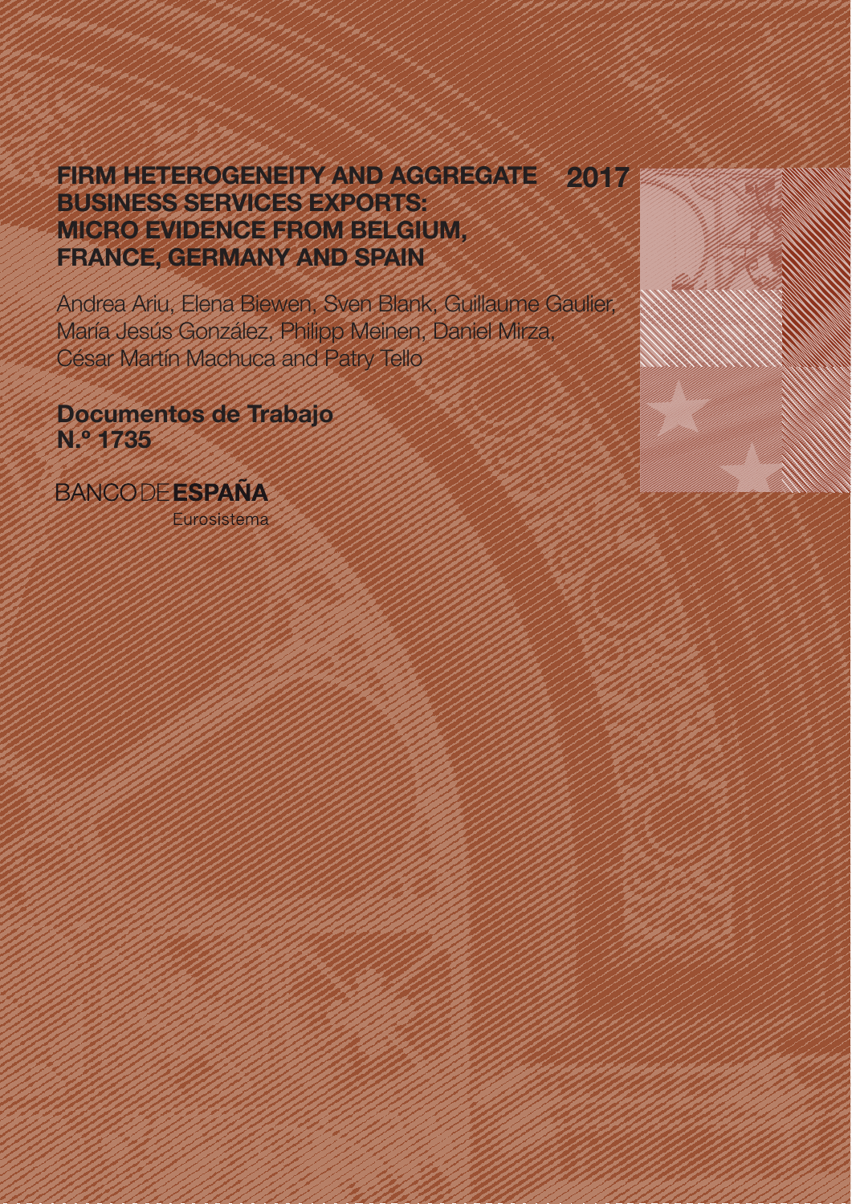# FIRM HETEROGENEITY AND AGGREGATE BUSINESS SERVICES EXPORTS: MICRO EVIDENCE FROM BELGIUM, FRANCE, GERMANY AND SPAIN

2017

Andrea Ariu, Elena Biewen, Sven Blank, Guillaume Gaulier, María Jesús González, Philipp Meinen, Daniel Mirza, César Martín Machuca and Patry Tello

**Documentos de Trabajo**
**N.º 1735**

BANCO DE **ESPAÑA**
Eurosistema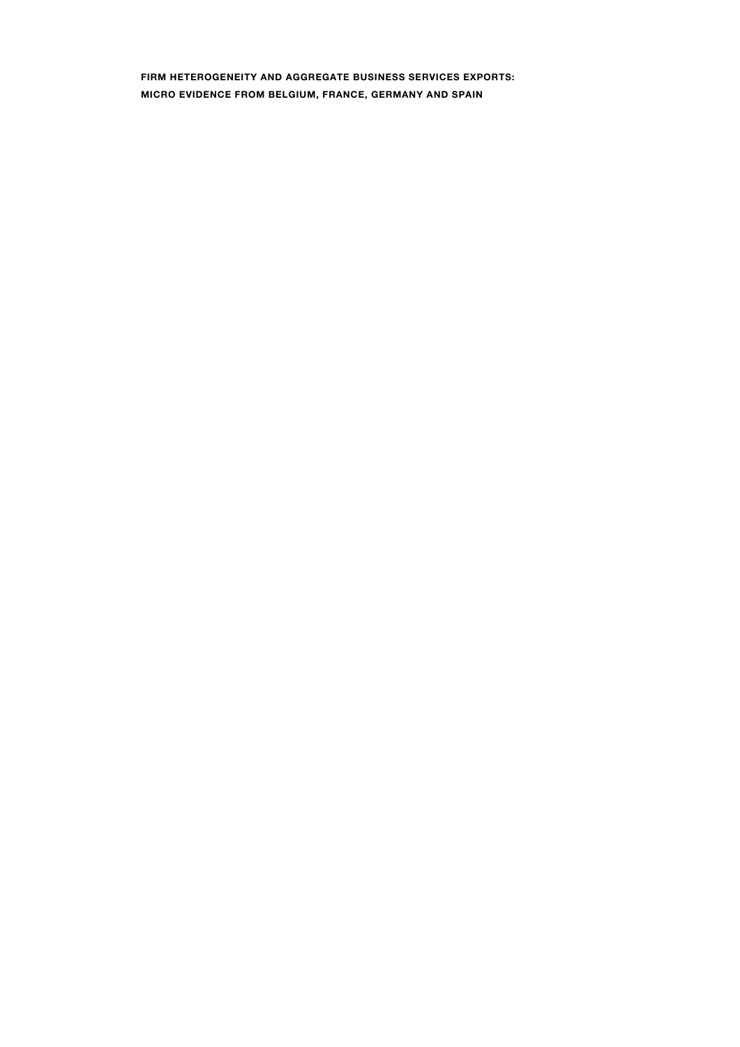**FIRM HETEROGENEITY AND AGGREGATE BUSINESS SERVICES EXPORTS: MICRO EVIDENCE FROM BELGIUM, FRANCE, GERMANY AND SPAIN**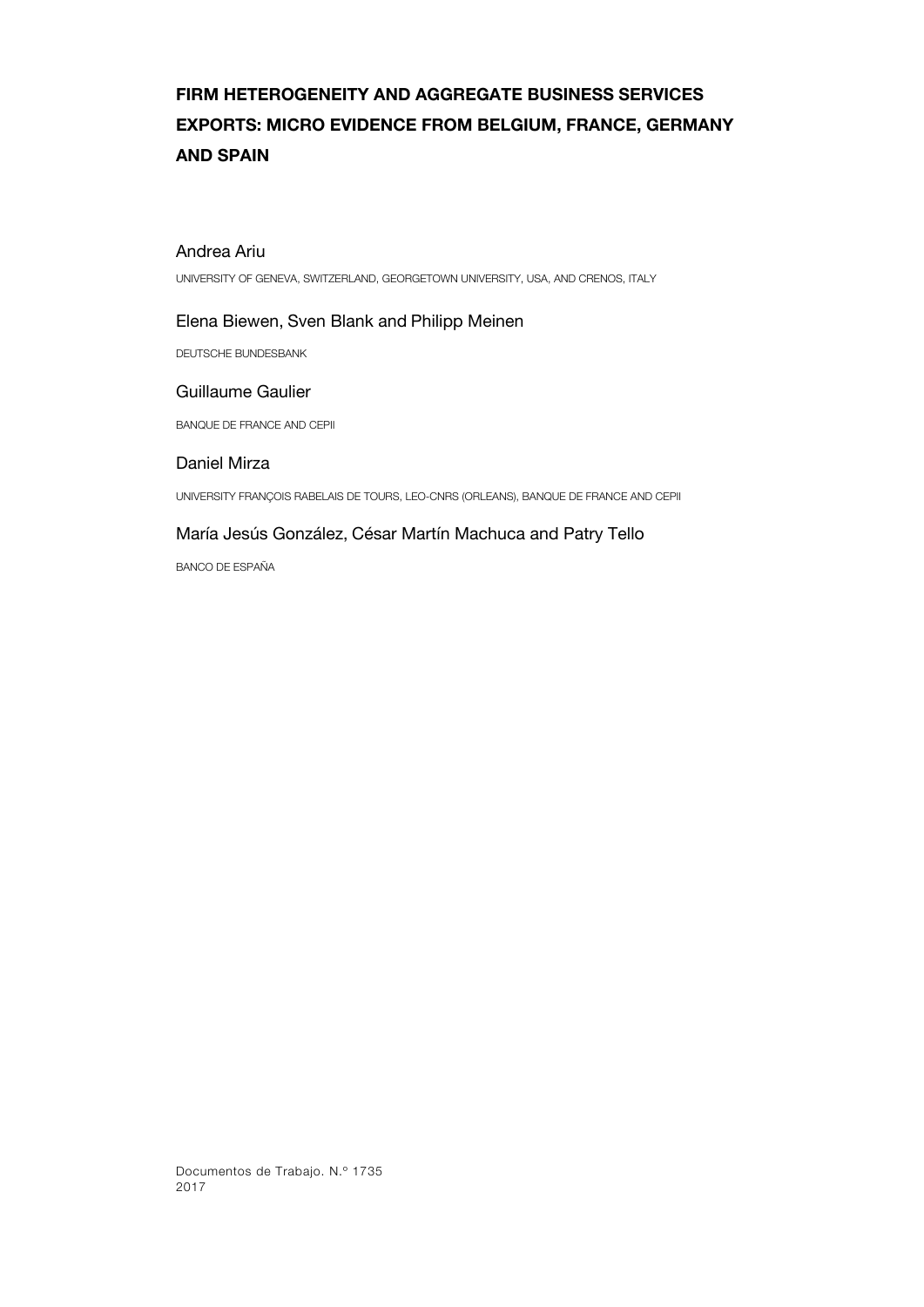# FIRM HETEROGENEITY AND AGGREGATE BUSINESS SERVICES EXPORTS: MICRO EVIDENCE FROM BELGIUM, FRANCE, GERMANY AND SPAIN

Andrea Ariu

UNIVERSITY OF GENEVA, SWITZERLAND, GEORGETOWN UNIVERSITY, USA, AND CRENOS, ITALY

Elena Biewen, Sven Blank and Philipp Meinen

DEUTSCHE BUNDESBANK

Guillaume Gaulier

BANQUE DE FRANCE AND CEPII

Daniel Mirza

UNIVERSITY FRANÇOIS RABELAIS DE TOURS, LEO-CNRS (ORLEANS), BANQUE DE FRANCE AND CEPII

María Jesús González, César Martín Machuca and Patry Tello

BANCO DE ESPAÑA

Documentos de Trabajo. N.º 1735
2017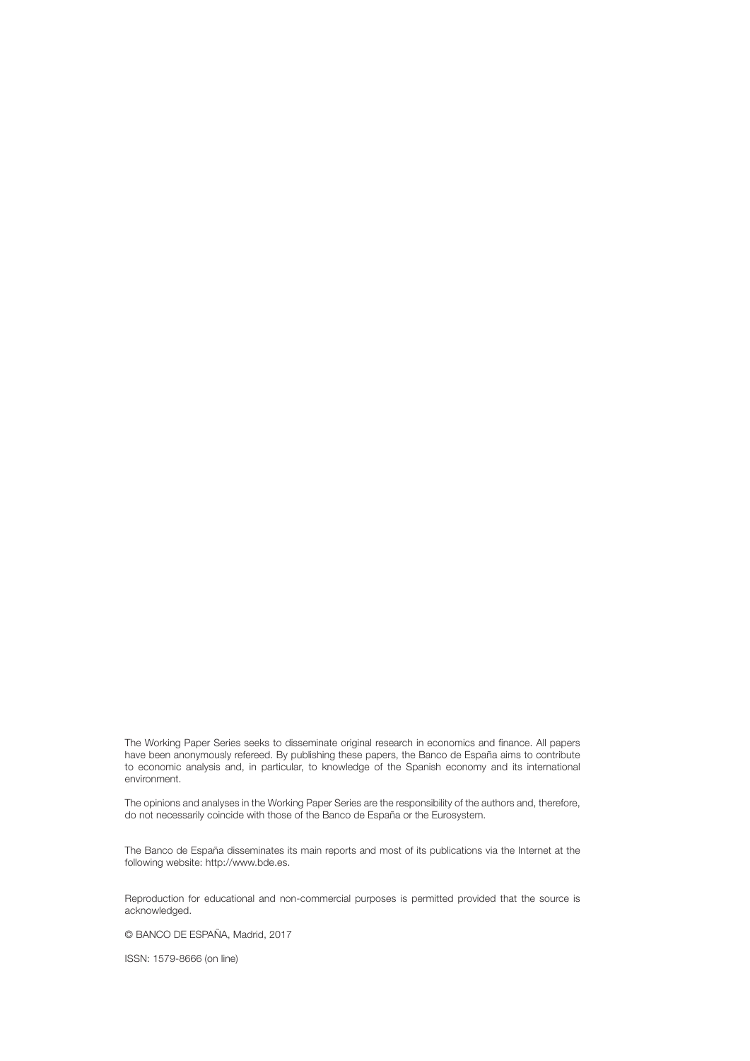The Working Paper Series seeks to disseminate original research in economics and finance. All papers have been anonymously refereed. By publishing these papers, the Banco de España aims to contribute to economic analysis and, in particular, to knowledge of the Spanish economy and its international environment.

The opinions and analyses in the Working Paper Series are the responsibility of the authors and, therefore, do not necessarily coincide with those of the Banco de España or the Eurosystem.

The Banco de España disseminates its main reports and most of its publications via the Internet at the following website: http://www.bde.es.

Reproduction for educational and non-commercial purposes is permitted provided that the source is acknowledged.

© BANCO DE ESPAÑA, Madrid, 2017

ISSN: 1579-8666 (on line)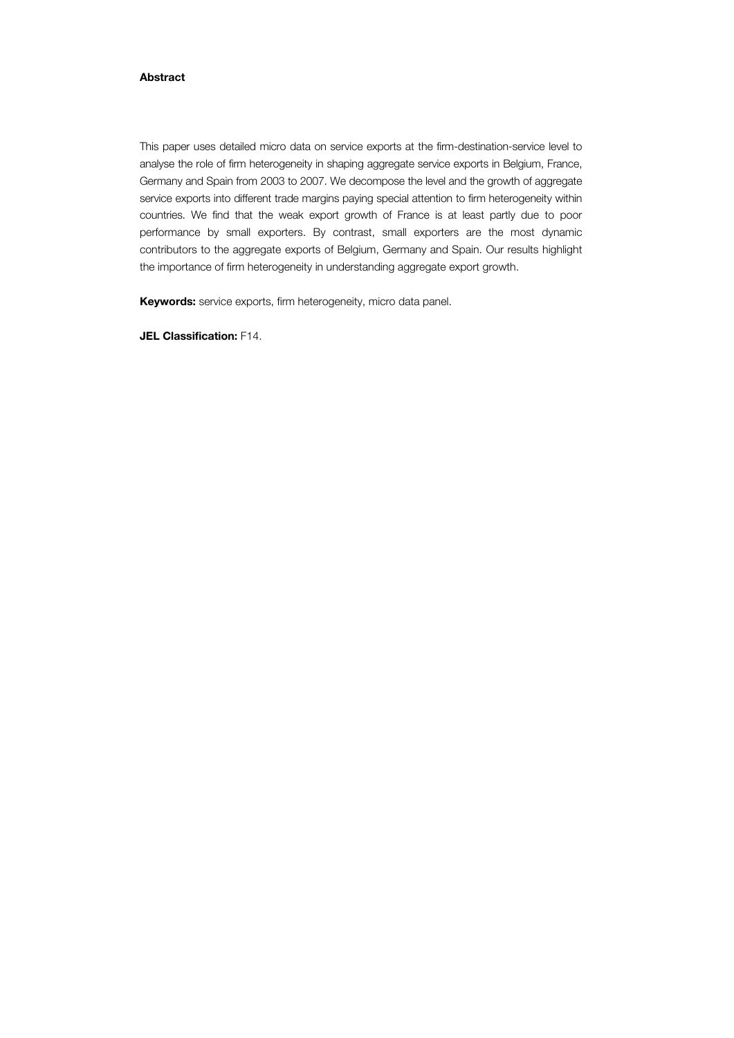**Abstract**

This paper uses detailed micro data on service exports at the firm-destination-service level to analyse the role of firm heterogeneity in shaping aggregate service exports in Belgium, France, Germany and Spain from 2003 to 2007. We decompose the level and the growth of aggregate service exports into different trade margins paying special attention to firm heterogeneity within countries. We find that the weak export growth of France is at least partly due to poor performance by small exporters. By contrast, small exporters are the most dynamic contributors to the aggregate exports of Belgium, Germany and Spain. Our results highlight the importance of firm heterogeneity in understanding aggregate export growth.

**Keywords:** service exports, firm heterogeneity, micro data panel.

**JEL Classification:** F14.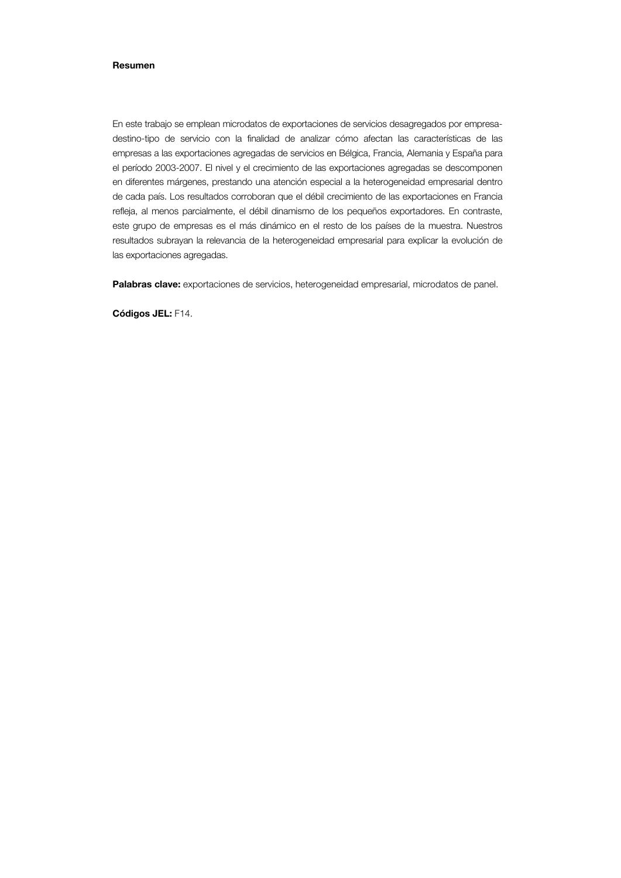**Resumen**

En este trabajo se emplean microdatos de exportaciones de servicios desagregados por empresa-destino-tipo de servicio con la finalidad de analizar cómo afectan las características de las empresas a las exportaciones agregadas de servicios en Bélgica, Francia, Alemania y España para el período 2003-2007. El nivel y el crecimiento de las exportaciones agregadas se descomponen en diferentes márgenes, prestando una atención especial a la heterogeneidad empresarial dentro de cada país. Los resultados corroboran que el débil crecimiento de las exportaciones en Francia refleja, al menos parcialmente, el débil dinamismo de los pequeños exportadores. En contraste, este grupo de empresas es el más dinámico en el resto de los países de la muestra. Nuestros resultados subrayan la relevancia de la heterogeneidad empresarial para explicar la evolución de las exportaciones agregadas.

**Palabras clave:** exportaciones de servicios, heterogeneidad empresarial, microdatos de panel.

**Códigos JEL:** F14.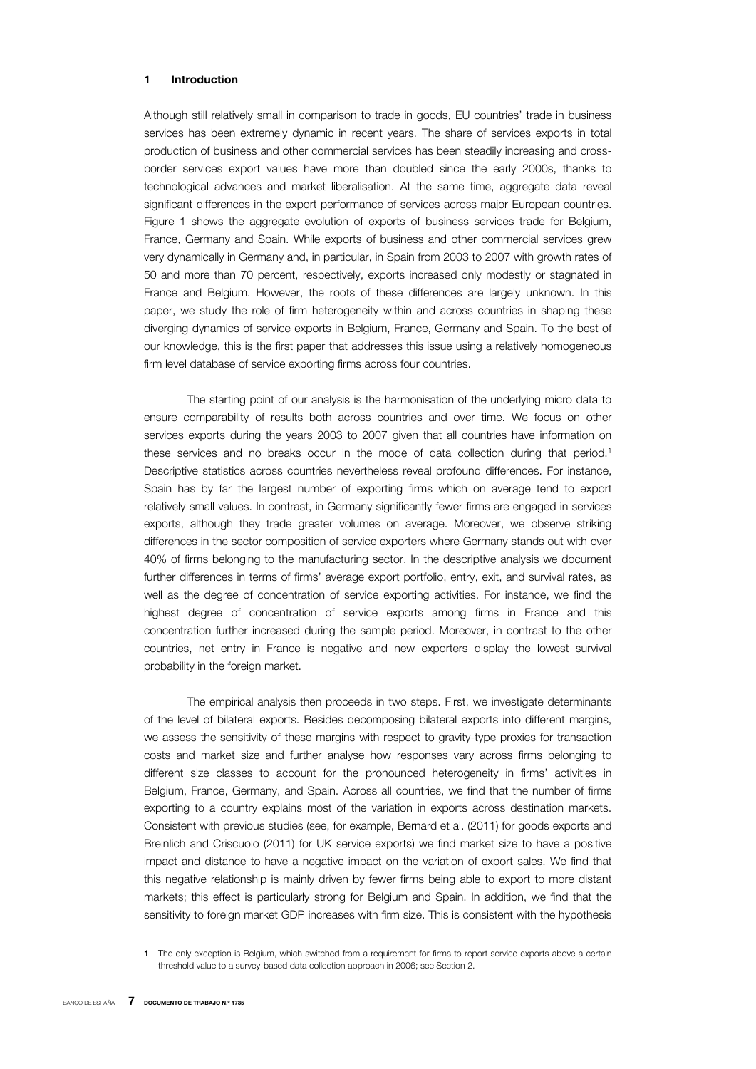# 1 Introduction

Although still relatively small in comparison to trade in goods, EU countries' trade in business services has been extremely dynamic in recent years. The share of services exports in total production of business and other commercial services has been steadily increasing and cross-border services export values have more than doubled since the early 2000s, thanks to technological advances and market liberalisation. At the same time, aggregate data reveal significant differences in the export performance of services across major European countries. Figure 1 shows the aggregate evolution of exports of business services trade for Belgium, France, Germany and Spain. While exports of business and other commercial services grew very dynamically in Germany and, in particular, in Spain from 2003 to 2007 with growth rates of 50 and more than 70 percent, respectively, exports increased only modestly or stagnated in France and Belgium. However, the roots of these differences are largely unknown. In this paper, we study the role of firm heterogeneity within and across countries in shaping these diverging dynamics of service exports in Belgium, France, Germany and Spain. To the best of our knowledge, this is the first paper that addresses this issue using a relatively homogeneous firm level database of service exporting firms across four countries.

The starting point of our analysis is the harmonisation of the underlying micro data to ensure comparability of results both across countries and over time. We focus on other services exports during the years 2003 to 2007 given that all countries have information on these services and no breaks occur in the mode of data collection during that period.[1] Descriptive statistics across countries nevertheless reveal profound differences. For instance, Spain has by far the largest number of exporting firms which on average tend to export relatively small values. In contrast, in Germany significantly fewer firms are engaged in services exports, although they trade greater volumes on average. Moreover, we observe striking differences in the sector composition of service exporters where Germany stands out with over 40% of firms belonging to the manufacturing sector. In the descriptive analysis we document further differences in terms of firms' average export portfolio, entry, exit, and survival rates, as well as the degree of concentration of service exporting activities. For instance, we find the highest degree of concentration of service exports among firms in France and this concentration further increased during the sample period. Moreover, in contrast to the other countries, net entry in France is negative and new exporters display the lowest survival probability in the foreign market.

The empirical analysis then proceeds in two steps. First, we investigate determinants of the level of bilateral exports. Besides decomposing bilateral exports into different margins, we assess the sensitivity of these margins with respect to gravity-type proxies for transaction costs and market size and further analyse how responses vary across firms belonging to different size classes to account for the pronounced heterogeneity in firms' activities in Belgium, France, Germany, and Spain. Across all countries, we find that the number of firms exporting to a country explains most of the variation in exports across destination markets. Consistent with previous studies (see, for example, Bernard et al. (2011) for goods exports and Breinlich and Criscuolo (2011) for UK service exports) we find market size to have a positive impact and distance to have a negative impact on the variation of export sales. We find that this negative relationship is mainly driven by fewer firms being able to export to more distant markets; this effect is particularly strong for Belgium and Spain. In addition, we find that the sensitivity to foreign market GDP increases with firm size. This is consistent with the hypothesis

[1] The only exception is Belgium, which switched from a requirement for firms to report service exports above a certain threshold value to a survey-based data collection approach in 2006; see Section 2.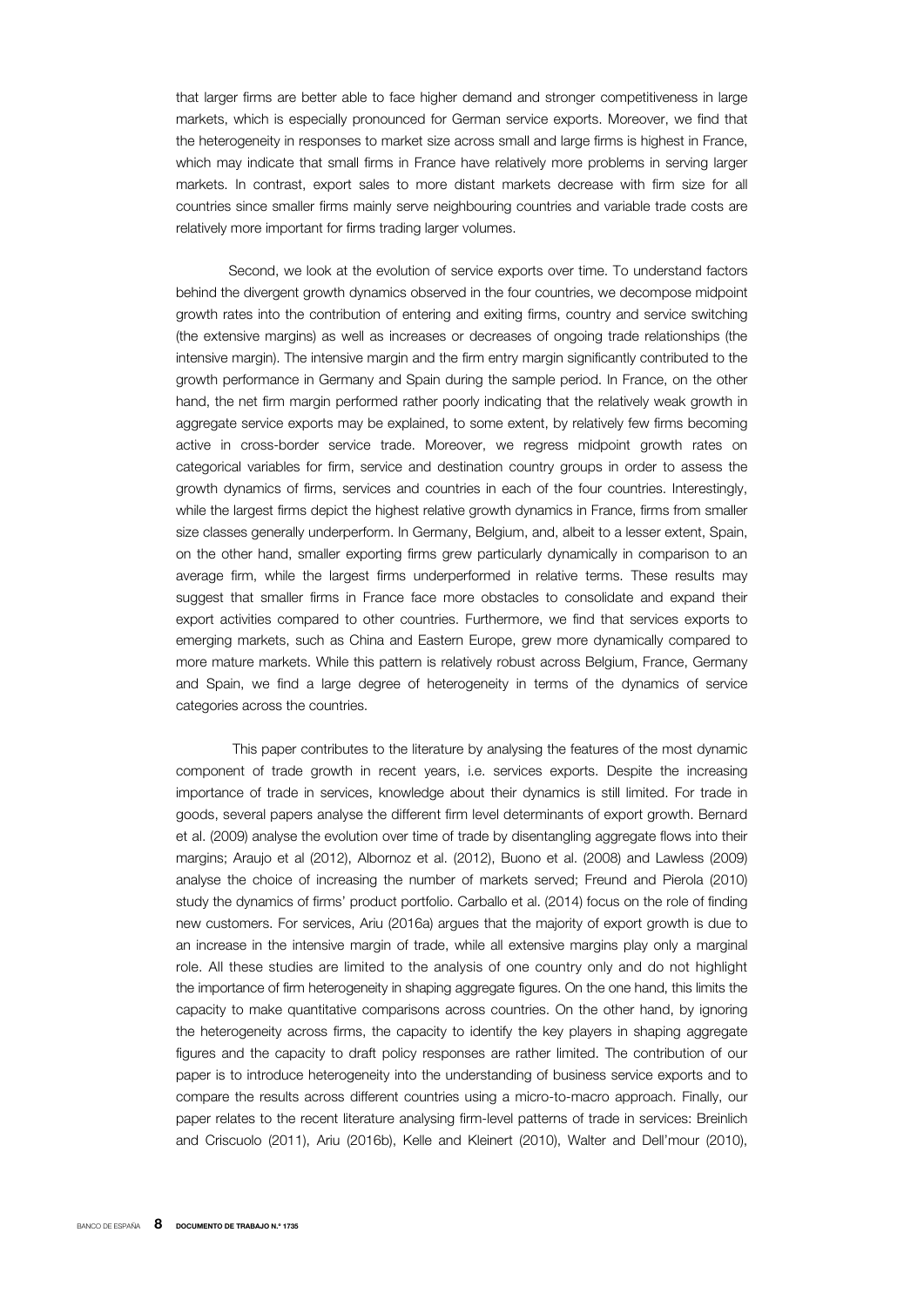that larger firms are better able to face higher demand and stronger competitiveness in large markets, which is especially pronounced for German service exports. Moreover, we find that the heterogeneity in responses to market size across small and large firms is highest in France, which may indicate that small firms in France have relatively more problems in serving larger markets. In contrast, export sales to more distant markets decrease with firm size for all countries since smaller firms mainly serve neighbouring countries and variable trade costs are relatively more important for firms trading larger volumes.

Second, we look at the evolution of service exports over time. To understand factors behind the divergent growth dynamics observed in the four countries, we decompose midpoint growth rates into the contribution of entering and exiting firms, country and service switching (the extensive margins) as well as increases or decreases of ongoing trade relationships (the intensive margin). The intensive margin and the firm entry margin significantly contributed to the growth performance in Germany and Spain during the sample period. In France, on the other hand, the net firm margin performed rather poorly indicating that the relatively weak growth in aggregate service exports may be explained, to some extent, by relatively few firms becoming active in cross-border service trade. Moreover, we regress midpoint growth rates on categorical variables for firm, service and destination country groups in order to assess the growth dynamics of firms, services and countries in each of the four countries. Interestingly, while the largest firms depict the highest relative growth dynamics in France, firms from smaller size classes generally underperform. In Germany, Belgium, and, albeit to a lesser extent, Spain, on the other hand, smaller exporting firms grew particularly dynamically in comparison to an average firm, while the largest firms underperformed in relative terms. These results may suggest that smaller firms in France face more obstacles to consolidate and expand their export activities compared to other countries. Furthermore, we find that services exports to emerging markets, such as China and Eastern Europe, grew more dynamically compared to more mature markets. While this pattern is relatively robust across Belgium, France, Germany and Spain, we find a large degree of heterogeneity in terms of the dynamics of service categories across the countries.

This paper contributes to the literature by analysing the features of the most dynamic component of trade growth in recent years, i.e. services exports. Despite the increasing importance of trade in services, knowledge about their dynamics is still limited. For trade in goods, several papers analyse the different firm level determinants of export growth. Bernard et al. (2009) analyse the evolution over time of trade by disentangling aggregate flows into their margins; Araujo et al (2012), Albornoz et al. (2012), Buono et al. (2008) and Lawless (2009) analyse the choice of increasing the number of markets served; Freund and Pierola (2010) study the dynamics of firms' product portfolio. Carballo et al. (2014) focus on the role of finding new customers. For services, Ariu (2016a) argues that the majority of export growth is due to an increase in the intensive margin of trade, while all extensive margins play only a marginal role. All these studies are limited to the analysis of one country only and do not highlight the importance of firm heterogeneity in shaping aggregate figures. On the one hand, this limits the capacity to make quantitative comparisons across countries. On the other hand, by ignoring the heterogeneity across firms, the capacity to identify the key players in shaping aggregate figures and the capacity to draft policy responses are rather limited. The contribution of our paper is to introduce heterogeneity into the understanding of business service exports and to compare the results across different countries using a micro-to-macro approach. Finally, our paper relates to the recent literature analysing firm-level patterns of trade in services: Breinlich and Criscuolo (2011), Ariu (2016b), Kelle and Kleinert (2010), Walter and Dell'mour (2010),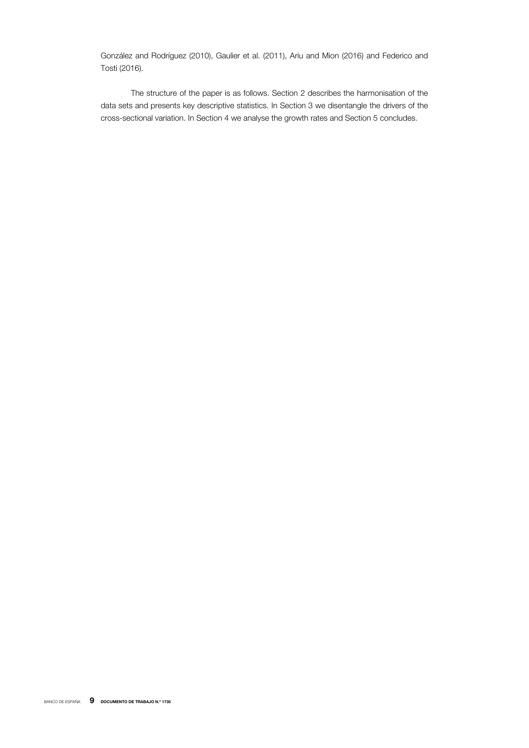González and Rodríguez (2010), Gaulier et al. (2011), Ariu and Mion (2016) and Federico and Tosti (2016).

The structure of the paper is as follows. Section 2 describes the harmonisation of the data sets and presents key descriptive statistics. In Section 3 we disentangle the drivers of the cross-sectional variation. In Section 4 we analyse the growth rates and Section 5 concludes.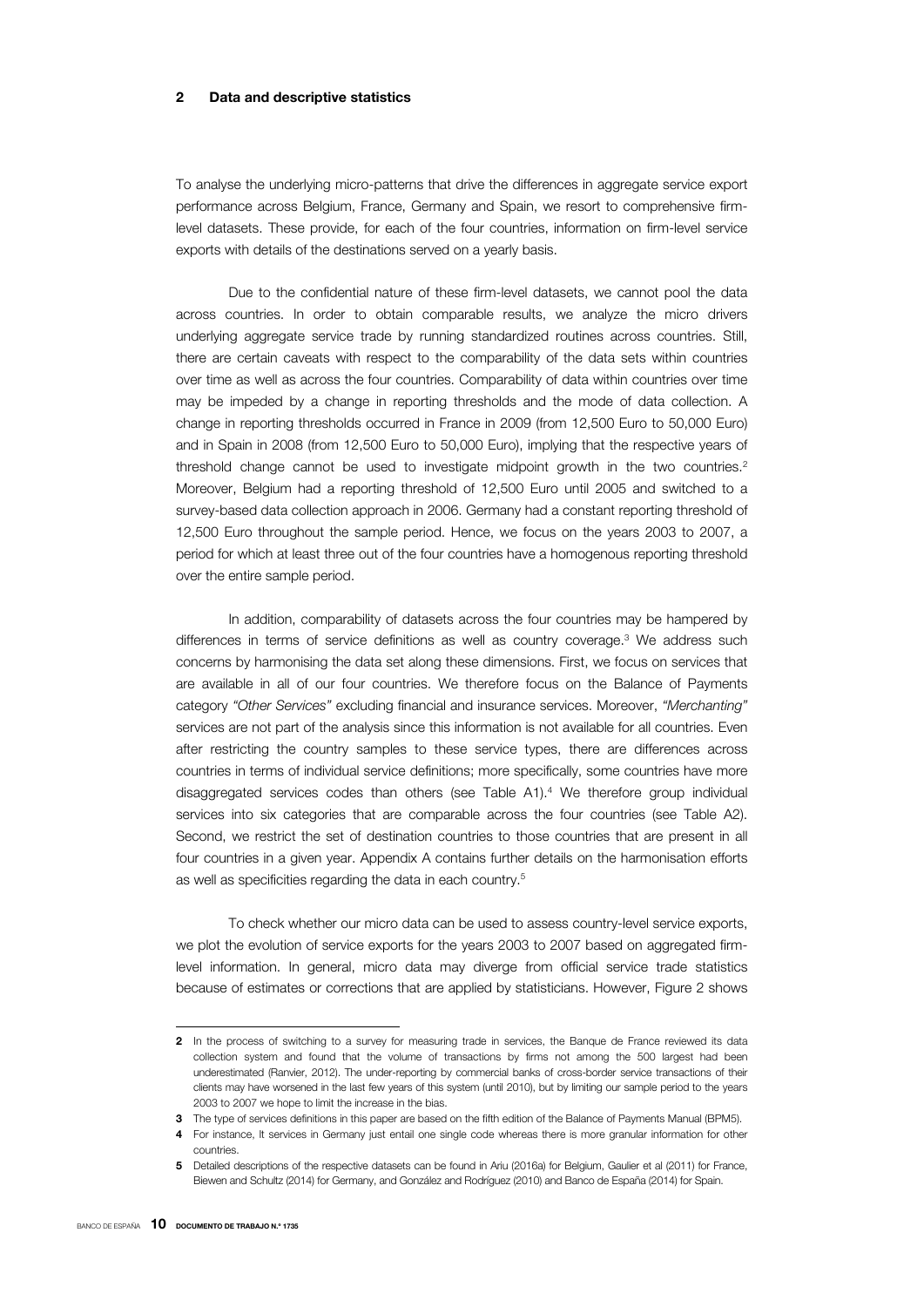## 2 Data and descriptive statistics

To analyse the underlying micro-patterns that drive the differences in aggregate service export performance across Belgium, France, Germany and Spain, we resort to comprehensive firm-level datasets. These provide, for each of the four countries, information on firm-level service exports with details of the destinations served on a yearly basis.

Due to the confidential nature of these firm-level datasets, we cannot pool the data across countries. In order to obtain comparable results, we analyze the micro drivers underlying aggregate service trade by running standardized routines across countries. Still, there are certain caveats with respect to the comparability of the data sets within countries over time as well as across the four countries. Comparability of data within countries over time may be impeded by a change in reporting thresholds and the mode of data collection. A change in reporting thresholds occurred in France in 2009 (from 12,500 Euro to 50,000 Euro) and in Spain in 2008 (from 12,500 Euro to 50,000 Euro), implying that the respective years of threshold change cannot be used to investigate midpoint growth in the two countries.[2] Moreover, Belgium had a reporting threshold of 12,500 Euro until 2005 and switched to a survey-based data collection approach in 2006. Germany had a constant reporting threshold of 12,500 Euro throughout the sample period. Hence, we focus on the years 2003 to 2007, a period for which at least three out of the four countries have a homogenous reporting threshold over the entire sample period.

In addition, comparability of datasets across the four countries may be hampered by differences in terms of service definitions as well as country coverage.[3] We address such concerns by harmonising the data set along these dimensions. First, we focus on services that are available in all of our four countries. We therefore focus on the Balance of Payments category *"Other Services"* excluding financial and insurance services. Moreover, *"Merchanting"* services are not part of the analysis since this information is not available for all countries. Even after restricting the country samples to these service types, there are differences across countries in terms of individual service definitions; more specifically, some countries have more disaggregated services codes than others (see Table A1).[4] We therefore group individual services into six categories that are comparable across the four countries (see Table A2). Second, we restrict the set of destination countries to those countries that are present in all four countries in a given year. Appendix A contains further details on the harmonisation efforts as well as specificities regarding the data in each country.[5]

To check whether our micro data can be used to assess country-level service exports, we plot the evolution of service exports for the years 2003 to 2007 based on aggregated firm-level information. In general, micro data may diverge from official service trade statistics because of estimates or corrections that are applied by statisticians. However, Figure 2 shows

---

**2** In the process of switching to a survey for measuring trade in services, the Banque de France reviewed its data collection system and found that the volume of transactions by firms not among the 500 largest had been underestimated (Ranvier, 2012). The under-reporting by commercial banks of cross-border service transactions of their clients may have worsened in the last few years of this system (until 2010), but by limiting our sample period to the years 2003 to 2007 we hope to limit the increase in the bias.

**3** The type of services definitions in this paper are based on the fifth edition of the Balance of Payments Manual (BPM5).

**4** For instance, It services in Germany just entail one single code whereas there is more granular information for other countries.

**5** Detailed descriptions of the respective datasets can be found in Ariu (2016a) for Belgium, Gaulier et al (2011) for France, Biewen and Schultz (2014) for Germany, and González and Rodríguez (2010) and Banco de España (2014) for Spain.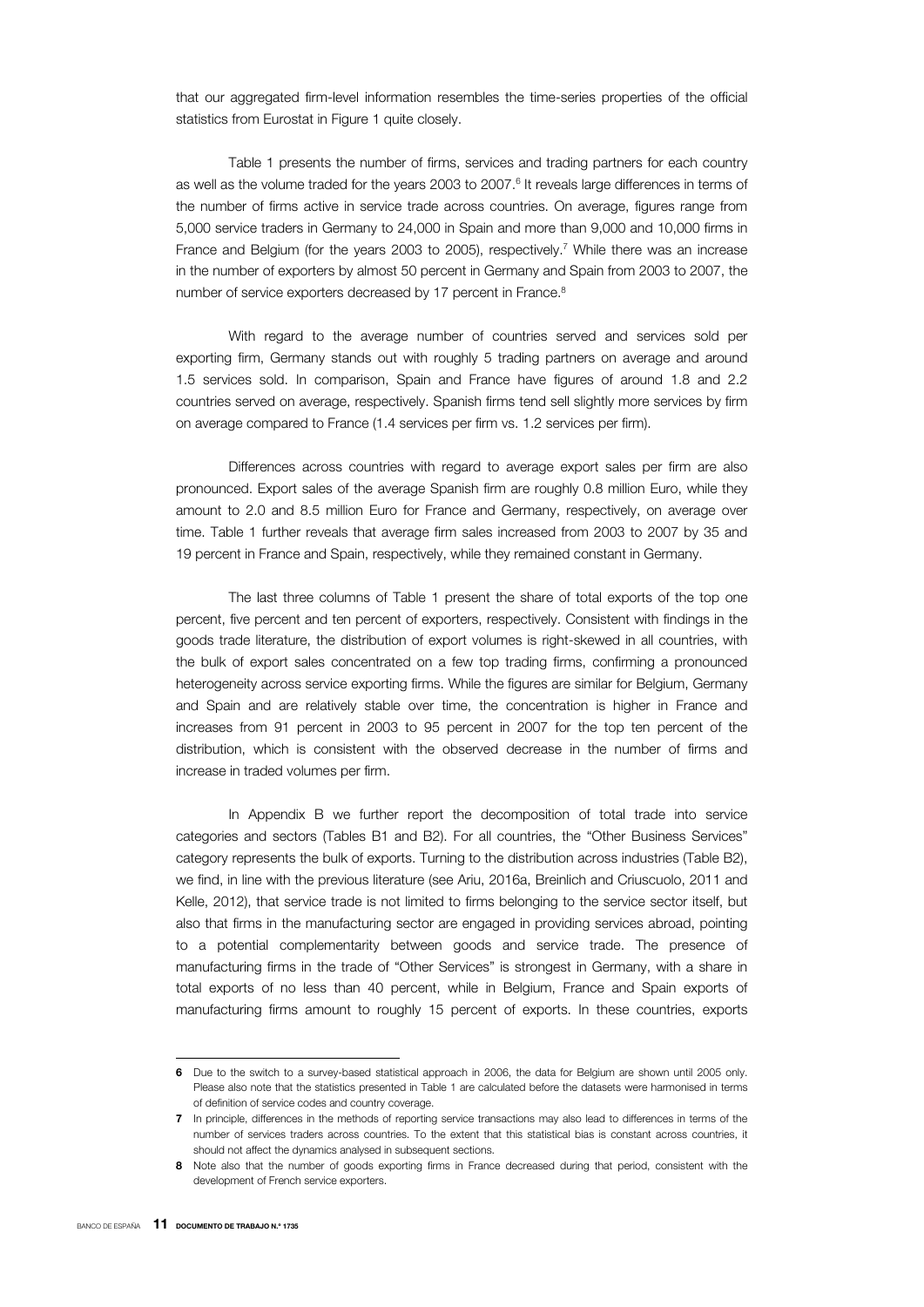that our aggregated firm-level information resembles the time-series properties of the official statistics from Eurostat in Figure 1 quite closely.

Table 1 presents the number of firms, services and trading partners for each country as well as the volume traded for the years 2003 to 2007.[6] It reveals large differences in terms of the number of firms active in service trade across countries. On average, figures range from 5,000 service traders in Germany to 24,000 in Spain and more than 9,000 and 10,000 firms in France and Belgium (for the years 2003 to 2005), respectively.[7] While there was an increase in the number of exporters by almost 50 percent in Germany and Spain from 2003 to 2007, the number of service exporters decreased by 17 percent in France.[8]

With regard to the average number of countries served and services sold per exporting firm, Germany stands out with roughly 5 trading partners on average and around 1.5 services sold. In comparison, Spain and France have figures of around 1.8 and 2.2 countries served on average, respectively. Spanish firms tend sell slightly more services by firm on average compared to France (1.4 services per firm vs. 1.2 services per firm).

Differences across countries with regard to average export sales per firm are also pronounced. Export sales of the average Spanish firm are roughly 0.8 million Euro, while they amount to 2.0 and 8.5 million Euro for France and Germany, respectively, on average over time. Table 1 further reveals that average firm sales increased from 2003 to 2007 by 35 and 19 percent in France and Spain, respectively, while they remained constant in Germany.

The last three columns of Table 1 present the share of total exports of the top one percent, five percent and ten percent of exporters, respectively. Consistent with findings in the goods trade literature, the distribution of export volumes is right-skewed in all countries, with the bulk of export sales concentrated on a few top trading firms, confirming a pronounced heterogeneity across service exporting firms. While the figures are similar for Belgium, Germany and Spain and are relatively stable over time, the concentration is higher in France and increases from 91 percent in 2003 to 95 percent in 2007 for the top ten percent of the distribution, which is consistent with the observed decrease in the number of firms and increase in traded volumes per firm.

In Appendix B we further report the decomposition of total trade into service categories and sectors (Tables B1 and B2). For all countries, the "Other Business Services" category represents the bulk of exports. Turning to the distribution across industries (Table B2), we find, in line with the previous literature (see Ariu, 2016a, Breinlich and Criuscuolo, 2011 and Kelle, 2012), that service trade is not limited to firms belonging to the service sector itself, but also that firms in the manufacturing sector are engaged in providing services abroad, pointing to a potential complementarity between goods and service trade. The presence of manufacturing firms in the trade of "Other Services" is strongest in Germany, with a share in total exports of no less than 40 percent, while in Belgium, France and Spain exports of manufacturing firms amount to roughly 15 percent of exports. In these countries, exports

---

[6] Due to the switch to a survey-based statistical approach in 2006, the data for Belgium are shown until 2005 only. Please also note that the statistics presented in Table 1 are calculated before the datasets were harmonised in terms of definition of service codes and country coverage.

[7] In principle, differences in the methods of reporting service transactions may also lead to differences in terms of the number of services traders across countries. To the extent that this statistical bias is constant across countries, it should not affect the dynamics analysed in subsequent sections.

[8] Note also that the number of goods exporting firms in France decreased during that period, consistent with the development of French service exporters.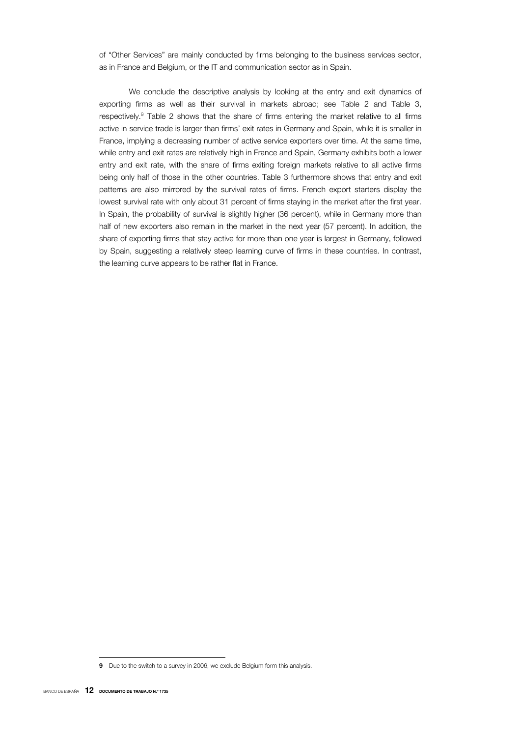of "Other Services" are mainly conducted by firms belonging to the business services sector, as in France and Belgium, or the IT and communication sector as in Spain.

We conclude the descriptive analysis by looking at the entry and exit dynamics of exporting firms as well as their survival in markets abroad; see Table 2 and Table 3, respectively.[9] Table 2 shows that the share of firms entering the market relative to all firms active in service trade is larger than firms' exit rates in Germany and Spain, while it is smaller in France, implying a decreasing number of active service exporters over time. At the same time, while entry and exit rates are relatively high in France and Spain, Germany exhibits both a lower entry and exit rate, with the share of firms exiting foreign markets relative to all active firms being only half of those in the other countries. Table 3 furthermore shows that entry and exit patterns are also mirrored by the survival rates of firms. French export starters display the lowest survival rate with only about 31 percent of firms staying in the market after the first year. In Spain, the probability of survival is slightly higher (36 percent), while in Germany more than half of new exporters also remain in the market in the next year (57 percent). In addition, the share of exporting firms that stay active for more than one year is largest in Germany, followed by Spain, suggesting a relatively steep learning curve of firms in these countries. In contrast, the learning curve appears to be rather flat in France.

---

[9] Due to the switch to a survey in 2006, we exclude Belgium form this analysis.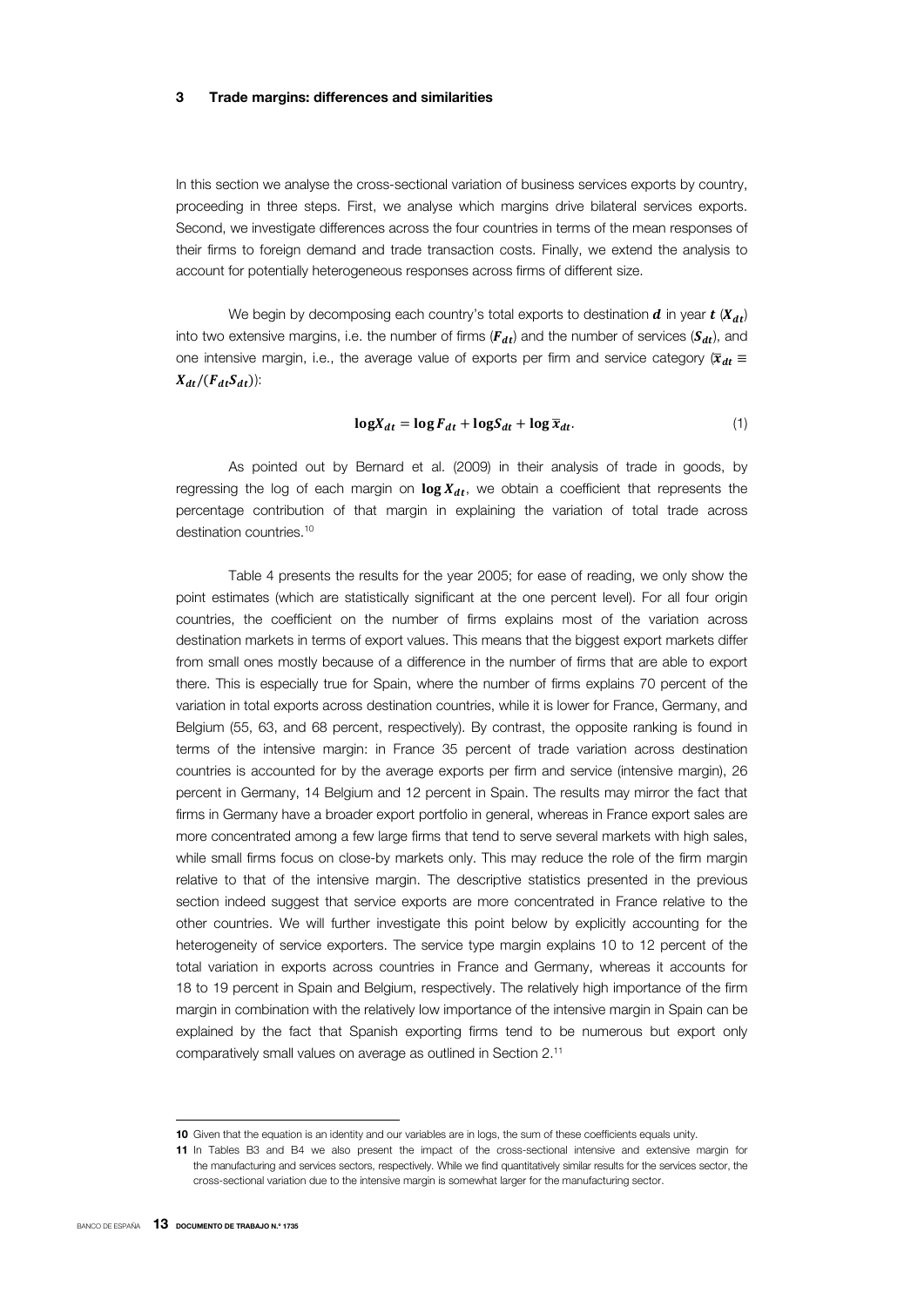## 3 Trade margins: differences and similarities

In this section we analyse the cross-sectional variation of business services exports by country, proceeding in three steps. First, we analyse which margins drive bilateral services exports. Second, we investigate differences across the four countries in terms of the mean responses of their firms to foreign demand and trade transaction costs. Finally, we extend the analysis to account for potentially heterogeneous responses across firms of different size.

We begin by decomposing each country's total exports to destination $\boldsymbol{d}$ in year $\boldsymbol{t}$ ($\boldsymbol{X_{dt}}$) into two extensive margins, i.e. the number of firms ($\boldsymbol{F_{dt}}$) and the number of services ($\boldsymbol{S_{dt}}$), and one intensive margin, i.e., the average value of exports per firm and service category ($\boldsymbol{\bar{x}_{dt} \equiv X_{dt}/(F_{dt}S_{dt})}$):

$$\mathbf{log}\boldsymbol{X_{dt}} = \mathbf{log}\,\boldsymbol{F_{dt}} + \mathbf{log}\boldsymbol{S_{dt}} + \mathbf{log}\,\boldsymbol{\bar{x}_{dt}}. \tag{1}$$

As pointed out by Bernard et al. (2009) in their analysis of trade in goods, by regressing the log of each margin on $\mathbf{log}\,\boldsymbol{X_{dt}}$, we obtain a coefficient that represents the percentage contribution of that margin in explaining the variation of total trade across destination countries.[10]

Table 4 presents the results for the year 2005; for ease of reading, we only show the point estimates (which are statistically significant at the one percent level). For all four origin countries, the coefficient on the number of firms explains most of the variation across destination markets in terms of export values. This means that the biggest export markets differ from small ones mostly because of a difference in the number of firms that are able to export there. This is especially true for Spain, where the number of firms explains 70 percent of the variation in total exports across destination countries, while it is lower for France, Germany, and Belgium (55, 63, and 68 percent, respectively). By contrast, the opposite ranking is found in terms of the intensive margin: in France 35 percent of trade variation across destination countries is accounted for by the average exports per firm and service (intensive margin), 26 percent in Germany, 14 Belgium and 12 percent in Spain. The results may mirror the fact that firms in Germany have a broader export portfolio in general, whereas in France export sales are more concentrated among a few large firms that tend to serve several markets with high sales, while small firms focus on close-by markets only. This may reduce the role of the firm margin relative to that of the intensive margin. The descriptive statistics presented in the previous section indeed suggest that service exports are more concentrated in France relative to the other countries. We will further investigate this point below by explicitly accounting for the heterogeneity of service exporters. The service type margin explains 10 to 12 percent of the total variation in exports across countries in France and Germany, whereas it accounts for 18 to 19 percent in Spain and Belgium, respectively. The relatively high importance of the firm margin in combination with the relatively low importance of the intensive margin in Spain can be explained by the fact that Spanish exporting firms tend to be numerous but export only comparatively small values on average as outlined in Section 2.[11]

---

[10] Given that the equation is an identity and our variables are in logs, the sum of these coefficients equals unity.

[11] In Tables B3 and B4 we also present the impact of the cross-sectional intensive and extensive margin for the manufacturing and services sectors, respectively. While we find quantitatively similar results for the services sector, the cross-sectional variation due to the intensive margin is somewhat larger for the manufacturing sector.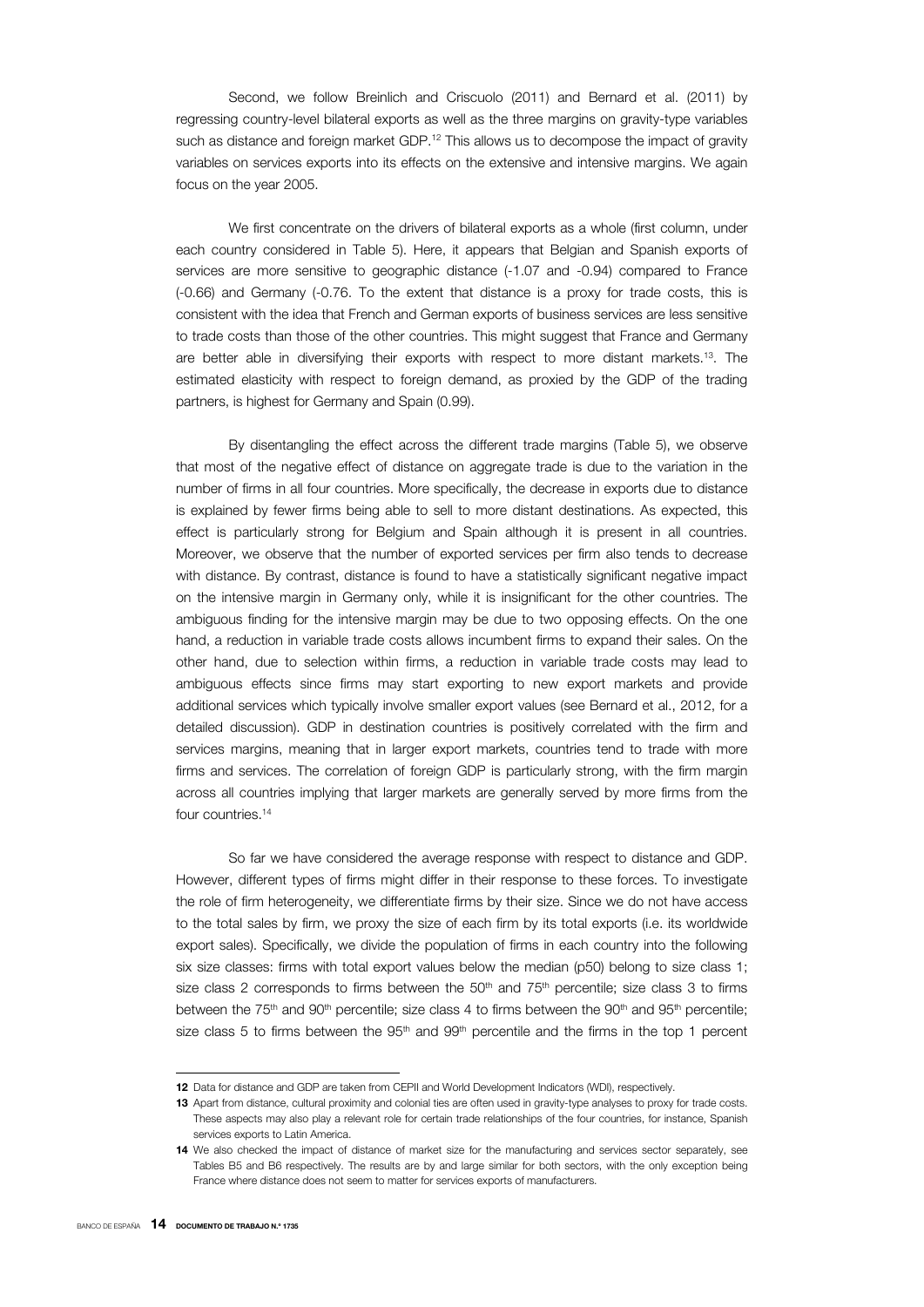Second, we follow Breinlich and Criscuolo (2011) and Bernard et al. (2011) by regressing country-level bilateral exports as well as the three margins on gravity-type variables such as distance and foreign market GDP.[12] This allows us to decompose the impact of gravity variables on services exports into its effects on the extensive and intensive margins. We again focus on the year 2005.

We first concentrate on the drivers of bilateral exports as a whole (first column, under each country considered in Table 5). Here, it appears that Belgian and Spanish exports of services are more sensitive to geographic distance (-1.07 and -0.94) compared to France (-0.66) and Germany (-0.76. To the extent that distance is a proxy for trade costs, this is consistent with the idea that French and German exports of business services are less sensitive to trade costs than those of the other countries. This might suggest that France and Germany are better able in diversifying their exports with respect to more distant markets.[13]. The estimated elasticity with respect to foreign demand, as proxied by the GDP of the trading partners, is highest for Germany and Spain (0.99).

By disentangling the effect across the different trade margins (Table 5), we observe that most of the negative effect of distance on aggregate trade is due to the variation in the number of firms in all four countries. More specifically, the decrease in exports due to distance is explained by fewer firms being able to sell to more distant destinations. As expected, this effect is particularly strong for Belgium and Spain although it is present in all countries. Moreover, we observe that the number of exported services per firm also tends to decrease with distance. By contrast, distance is found to have a statistically significant negative impact on the intensive margin in Germany only, while it is insignificant for the other countries. The ambiguous finding for the intensive margin may be due to two opposing effects. On the one hand, a reduction in variable trade costs allows incumbent firms to expand their sales. On the other hand, due to selection within firms, a reduction in variable trade costs may lead to ambiguous effects since firms may start exporting to new export markets and provide additional services which typically involve smaller export values (see Bernard et al., 2012, for a detailed discussion). GDP in destination countries is positively correlated with the firm and services margins, meaning that in larger export markets, countries tend to trade with more firms and services. The correlation of foreign GDP is particularly strong, with the firm margin across all countries implying that larger markets are generally served by more firms from the four countries.[14]

So far we have considered the average response with respect to distance and GDP. However, different types of firms might differ in their response to these forces. To investigate the role of firm heterogeneity, we differentiate firms by their size. Since we do not have access to the total sales by firm, we proxy the size of each firm by its total exports (i.e. its worldwide export sales). Specifically, we divide the population of firms in each country into the following six size classes: firms with total export values below the median (p50) belong to size class 1; size class 2 corresponds to firms between the 50th and 75th percentile; size class 3 to firms between the 75th and 90th percentile; size class 4 to firms between the 90th and 95th percentile; size class 5 to firms between the 95th and 99th percentile and the firms in the top 1 percent

---

12 Data for distance and GDP are taken from CEPII and World Development Indicators (WDI), respectively.

13 Apart from distance, cultural proximity and colonial ties are often used in gravity-type analyses to proxy for trade costs. These aspects may also play a relevant role for certain trade relationships of the four countries, for instance, Spanish services exports to Latin America.

14 We also checked the impact of distance of market size for the manufacturing and services sector separately, see Tables B5 and B6 respectively. The results are by and large similar for both sectors, with the only exception being France where distance does not seem to matter for services exports of manufacturers.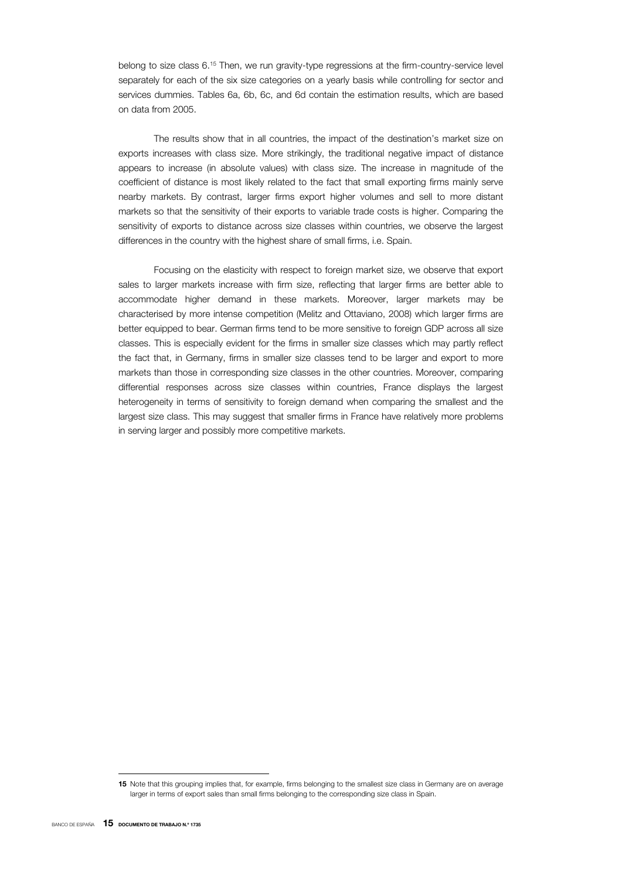belong to size class 6.[15] Then, we run gravity-type regressions at the firm-country-service level separately for each of the six size categories on a yearly basis while controlling for sector and services dummies. Tables 6a, 6b, 6c, and 6d contain the estimation results, which are based on data from 2005.

The results show that in all countries, the impact of the destination's market size on exports increases with class size. More strikingly, the traditional negative impact of distance appears to increase (in absolute values) with class size. The increase in magnitude of the coefficient of distance is most likely related to the fact that small exporting firms mainly serve nearby markets. By contrast, larger firms export higher volumes and sell to more distant markets so that the sensitivity of their exports to variable trade costs is higher. Comparing the sensitivity of exports to distance across size classes within countries, we observe the largest differences in the country with the highest share of small firms, i.e. Spain.

Focusing on the elasticity with respect to foreign market size, we observe that export sales to larger markets increase with firm size, reflecting that larger firms are better able to accommodate higher demand in these markets. Moreover, larger markets may be characterised by more intense competition (Melitz and Ottaviano, 2008) which larger firms are better equipped to bear. German firms tend to be more sensitive to foreign GDP across all size classes. This is especially evident for the firms in smaller size classes which may partly reflect the fact that, in Germany, firms in smaller size classes tend to be larger and export to more markets than those in corresponding size classes in the other countries. Moreover, comparing differential responses across size classes within countries, France displays the largest heterogeneity in terms of sensitivity to foreign demand when comparing the smallest and the largest size class. This may suggest that smaller firms in France have relatively more problems in serving larger and possibly more competitive markets.

---

**15** Note that this grouping implies that, for example, firms belonging to the smallest size class in Germany are on average larger in terms of export sales than small firms belonging to the corresponding size class in Spain.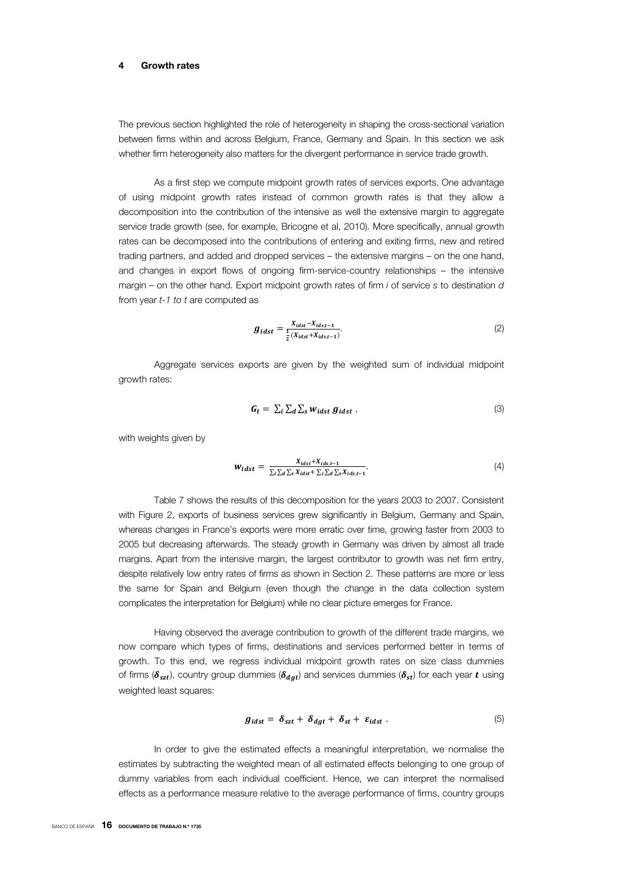## 4 Growth rates

The previous section highlighted the role of heterogeneity in shaping the cross-sectional variation between firms within and across Belgium, France, Germany and Spain. In this section we ask whether firm heterogeneity also matters for the divergent performance in service trade growth.

As a first step we compute midpoint growth rates of services exports. One advantage of using midpoint growth rates instead of common growth rates is that they allow a decomposition into the contribution of the intensive as well the extensive margin to aggregate service trade growth (see, for example, Bricogne et al, 2010). More specifically, annual growth rates can be decomposed into the contributions of entering and exiting firms, new and retired trading partners, and added and dropped services – the extensive margins – on the one hand, and changes in export flows of ongoing firm-service-country relationships – the intensive margin – on the other hand. Export midpoint growth rates of firm *i* of service *s* to destination *d* from year *t-1 to t* are computed as

$$g_{idst} = \frac{X_{idst} - X_{ids,t-1}}{\frac{1}{2}(X_{idst} + X_{ids,t-1})}. \tag{2}$$

Aggregate services exports are given by the weighted sum of individual midpoint growth rates:

$$G_t = \sum_i \sum_d \sum_s w_{idst}\, g_{idst}\ , \tag{3}$$

with weights given by

$$w_{idst} = \frac{X_{idst} + X_{ids,t-1}}{\sum_i \sum_d \sum_s X_{idst} + \sum_i \sum_d \sum_s X_{ids,t-1}}. \tag{4}$$

Table 7 shows the results of this decomposition for the years 2003 to 2007. Consistent with Figure 2, exports of business services grew significantly in Belgium, Germany and Spain, whereas changes in France's exports were more erratic over time, growing faster from 2003 to 2005 but decreasing afterwards. The steady growth in Germany was driven by almost all trade margins. Apart from the intensive margin, the largest contributor to growth was net firm entry, despite relatively low entry rates of firms as shown in Section 2. These patterns are more or less the same for Spain and Belgium (even though the change in the data collection system complicates the interpretation for Belgium) while no clear picture emerges for France.

Having observed the average contribution to growth of the different trade margins, we now compare which types of firms, destinations and services performed better in terms of growth. To this end, we regress individual midpoint growth rates on size class dummies of firms ($\delta_{szt}$), country group dummies ($\delta_{dgt}$) and services dummies ($\delta_{st}$) for each year $t$ using weighted least squares:

$$g_{idst} = \delta_{szt} + \delta_{dgt} + \delta_{st} + \varepsilon_{idst}\ . \tag{5}$$

In order to give the estimated effects a meaningful interpretation, we normalise the estimates by subtracting the weighted mean of all estimated effects belonging to one group of dummy variables from each individual coefficient. Hence, we can interpret the normalised effects as a performance measure relative to the average performance of firms, country groups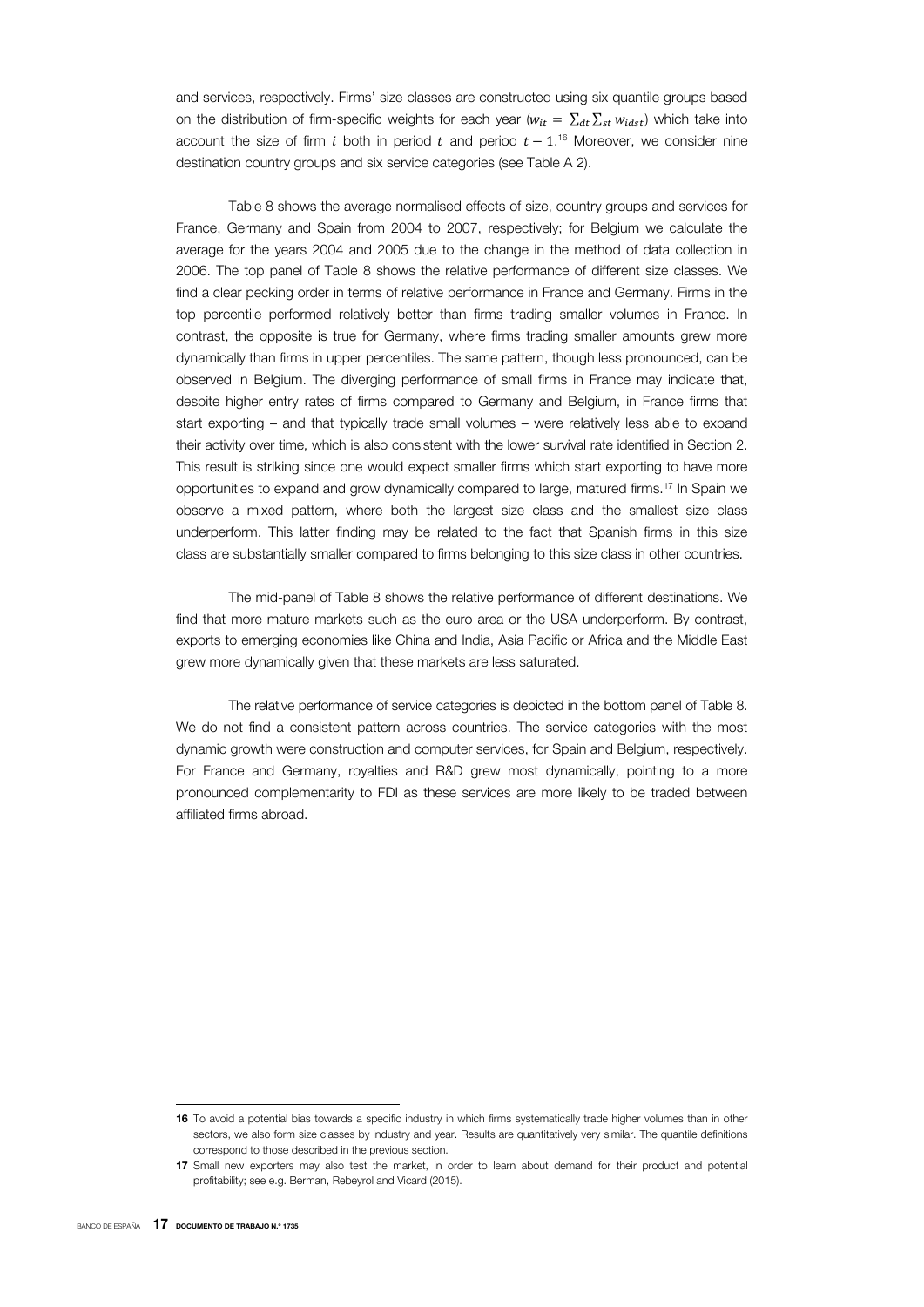and services, respectively. Firms' size classes are constructed using six quantile groups based on the distribution of firm-specific weights for each year ($w_{it} = \sum_{dt} \sum_{st} w_{idst}$) which take into account the size of firm $i$ both in period $t$ and period $t-1$.[16] Moreover, we consider nine destination country groups and six service categories (see Table A 2).

Table 8 shows the average normalised effects of size, country groups and services for France, Germany and Spain from 2004 to 2007, respectively; for Belgium we calculate the average for the years 2004 and 2005 due to the change in the method of data collection in 2006. The top panel of Table 8 shows the relative performance of different size classes. We find a clear pecking order in terms of relative performance in France and Germany. Firms in the top percentile performed relatively better than firms trading smaller volumes in France. In contrast, the opposite is true for Germany, where firms trading smaller amounts grew more dynamically than firms in upper percentiles. The same pattern, though less pronounced, can be observed in Belgium. The diverging performance of small firms in France may indicate that, despite higher entry rates of firms compared to Germany and Belgium, in France firms that start exporting – and that typically trade small volumes – were relatively less able to expand their activity over time, which is also consistent with the lower survival rate identified in Section 2. This result is striking since one would expect smaller firms which start exporting to have more opportunities to expand and grow dynamically compared to large, matured firms.[17] In Spain we observe a mixed pattern, where both the largest size class and the smallest size class underperform. This latter finding may be related to the fact that Spanish firms in this size class are substantially smaller compared to firms belonging to this size class in other countries.

The mid-panel of Table 8 shows the relative performance of different destinations. We find that more mature markets such as the euro area or the USA underperform. By contrast, exports to emerging economies like China and India, Asia Pacific or Africa and the Middle East grew more dynamically given that these markets are less saturated.

The relative performance of service categories is depicted in the bottom panel of Table 8. We do not find a consistent pattern across countries. The service categories with the most dynamic growth were construction and computer services, for Spain and Belgium, respectively. For France and Germany, royalties and R&D grew most dynamically, pointing to a more pronounced complementarity to FDI as these services are more likely to be traded between affiliated firms abroad.

---

16 To avoid a potential bias towards a specific industry in which firms systematically trade higher volumes than in other sectors, we also form size classes by industry and year. Results are quantitatively very similar. The quantile definitions correspond to those described in the previous section.

17 Small new exporters may also test the market, in order to learn about demand for their product and potential profitability; see e.g. Berman, Rebeyrol and Vicard (2015).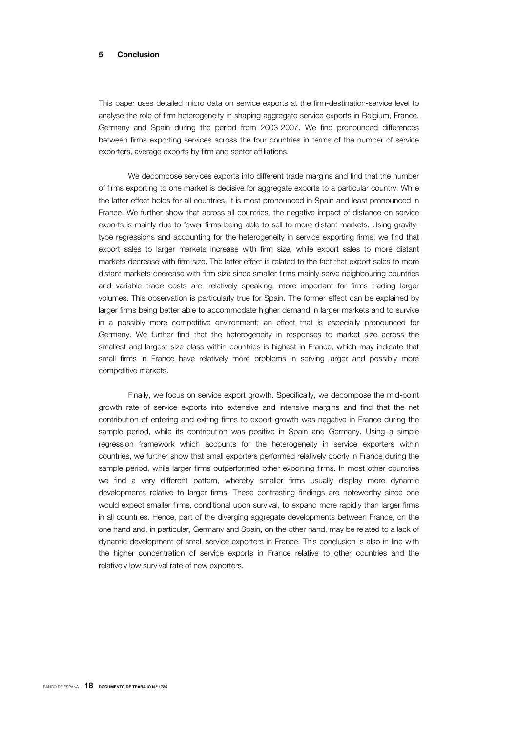## 5 Conclusion

This paper uses detailed micro data on service exports at the firm-destination-service level to analyse the role of firm heterogeneity in shaping aggregate service exports in Belgium, France, Germany and Spain during the period from 2003-2007. We find pronounced differences between firms exporting services across the four countries in terms of the number of service exporters, average exports by firm and sector affiliations.

We decompose services exports into different trade margins and find that the number of firms exporting to one market is decisive for aggregate exports to a particular country. While the latter effect holds for all countries, it is most pronounced in Spain and least pronounced in France. We further show that across all countries, the negative impact of distance on service exports is mainly due to fewer firms being able to sell to more distant markets. Using gravity-type regressions and accounting for the heterogeneity in service exporting firms, we find that export sales to larger markets increase with firm size, while export sales to more distant markets decrease with firm size. The latter effect is related to the fact that export sales to more distant markets decrease with firm size since smaller firms mainly serve neighbouring countries and variable trade costs are, relatively speaking, more important for firms trading larger volumes. This observation is particularly true for Spain. The former effect can be explained by larger firms being better able to accommodate higher demand in larger markets and to survive in a possibly more competitive environment; an effect that is especially pronounced for Germany. We further find that the heterogeneity in responses to market size across the smallest and largest size class within countries is highest in France, which may indicate that small firms in France have relatively more problems in serving larger and possibly more competitive markets.

Finally, we focus on service export growth. Specifically, we decompose the mid-point growth rate of service exports into extensive and intensive margins and find that the net contribution of entering and exiting firms to export growth was negative in France during the sample period, while its contribution was positive in Spain and Germany. Using a simple regression framework which accounts for the heterogeneity in service exporters within countries, we further show that small exporters performed relatively poorly in France during the sample period, while larger firms outperformed other exporting firms. In most other countries we find a very different pattern, whereby smaller firms usually display more dynamic developments relative to larger firms. These contrasting findings are noteworthy since one would expect smaller firms, conditional upon survival, to expand more rapidly than larger firms in all countries. Hence, part of the diverging aggregate developments between France, on the one hand and, in particular, Germany and Spain, on the other hand, may be related to a lack of dynamic development of small service exporters in France. This conclusion is also in line with the higher concentration of service exports in France relative to other countries and the relatively low survival rate of new exporters.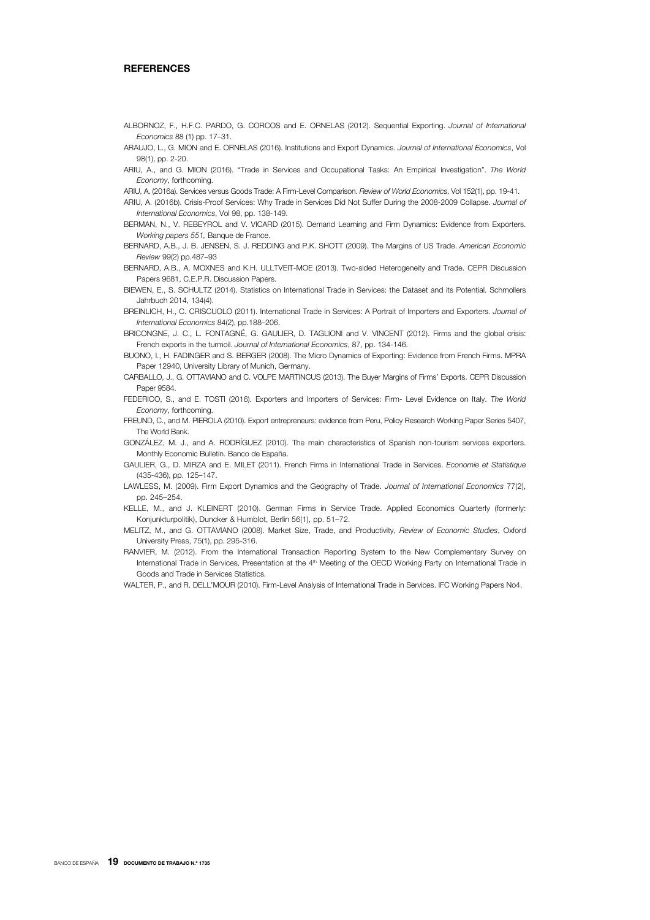# REFERENCES

ALBORNOZ, F., H.F.C. PARDO, G. CORCOS and E. ORNELAS (2012). Sequential Exporting. *Journal of International Economics* 88 (1) pp. 17–31.

ARAUJO, L., G. MION and E. ORNELAS (2016). Institutions and Export Dynamics. *Journal of International Economics*, Vol 98(1), pp. 2-20.

ARIU, A., and G. MION (2016). "Trade in Services and Occupational Tasks: An Empirical Investigation". *The World Economy*, forthcoming.

ARIU, A. (2016a). Services versus Goods Trade: A Firm-Level Comparison. *Review of World Economics*, Vol 152(1), pp. 19-41.

ARIU, A. (2016b). Crisis-Proof Services: Why Trade in Services Did Not Suffer During the 2008-2009 Collapse. *Journal of International Economics*, Vol 98, pp. 138-149.

BERMAN, N., V. REBEYROL and V. VICARD (2015). Demand Learning and Firm Dynamics: Evidence from Exporters. *Working papers 551,* Banque de France.

BERNARD, A.B., J. B. JENSEN, S. J. REDDING and P.K. SHOTT (2009). The Margins of US Trade. *American Economic Review* 99(2) pp.487–93

BERNARD, A.B., A. MOXNES and K.H. ULLTVEIT-MOE (2013). Two-sided Heterogeneity and Trade. CEPR Discussion Papers 9681, C.E.P.R. Discussion Papers.

BIEWEN, E., S. SCHULTZ (2014). Statistics on International Trade in Services: the Dataset and its Potential. Schmollers Jahrbuch 2014, 134(4).

BREINLICH, H., C. CRISCUOLO (2011). International Trade in Services: A Portrait of Importers and Exporters. *Journal of International Economics* 84(2), pp.188–206.

BRICONGNE, J. C., L. FONTAGNÉ, G. GAULIER, D. TAGLIONI and V. VINCENT (2012). Firms and the global crisis: French exports in the turmoil. *Journal of International Economics*, 87, pp. 134-146.

BUONO, I., H. FADINGER and S. BERGER (2008). The Micro Dynamics of Exporting: Evidence from French Firms. MPRA Paper 12940, University Library of Munich, Germany.

CARBALLO, J., G. OTTAVIANO and C. VOLPE MARTINCUS (2013). The Buyer Margins of Firms' Exports. CEPR Discussion Paper 9584.

FEDERICO, S., and E. TOSTI (2016). Exporters and Importers of Services: Firm- Level Evidence on Italy. *The World Economy*, forthcoming.

FREUND, C., and M. PIEROLA (2010). Export entrepreneurs: evidence from Peru, Policy Research Working Paper Series 5407, The World Bank.

GONZÁLEZ, M. J., and A. RODRÍGUEZ (2010). The main characteristics of Spanish non-tourism services exporters. Monthly Economic Bulletin. Banco de España.

GAULIER, G., D. MIRZA and E. MILET (2011). French Firms in International Trade in Services. *Economie et Statistique* (435-436), pp. 125–147.

LAWLESS, M. (2009). Firm Export Dynamics and the Geography of Trade. *Journal of International Economics* 77(2), pp. 245–254.

KELLE, M., and J. KLEINERT (2010). German Firms in Service Trade. Applied Economics Quarterly (formerly: Konjunkturpolitik), Duncker & Humblot, Berlin 56(1), pp. 51–72.

MELITZ, M., and G. OTTAVIANO (2008). Market Size, Trade, and Productivity, *Review of Economic Studies*, Oxford University Press, 75(1), pp. 295-316.

RANVIER, M. (2012). From the International Transaction Reporting System to the New Complementary Survey on International Trade in Services, Presentation at the 4th Meeting of the OECD Working Party on International Trade in Goods and Trade in Services Statistics.

WALTER, P., and R. DELL'MOUR (2010). Firm-Level Analysis of International Trade in Services. IFC Working Papers No4.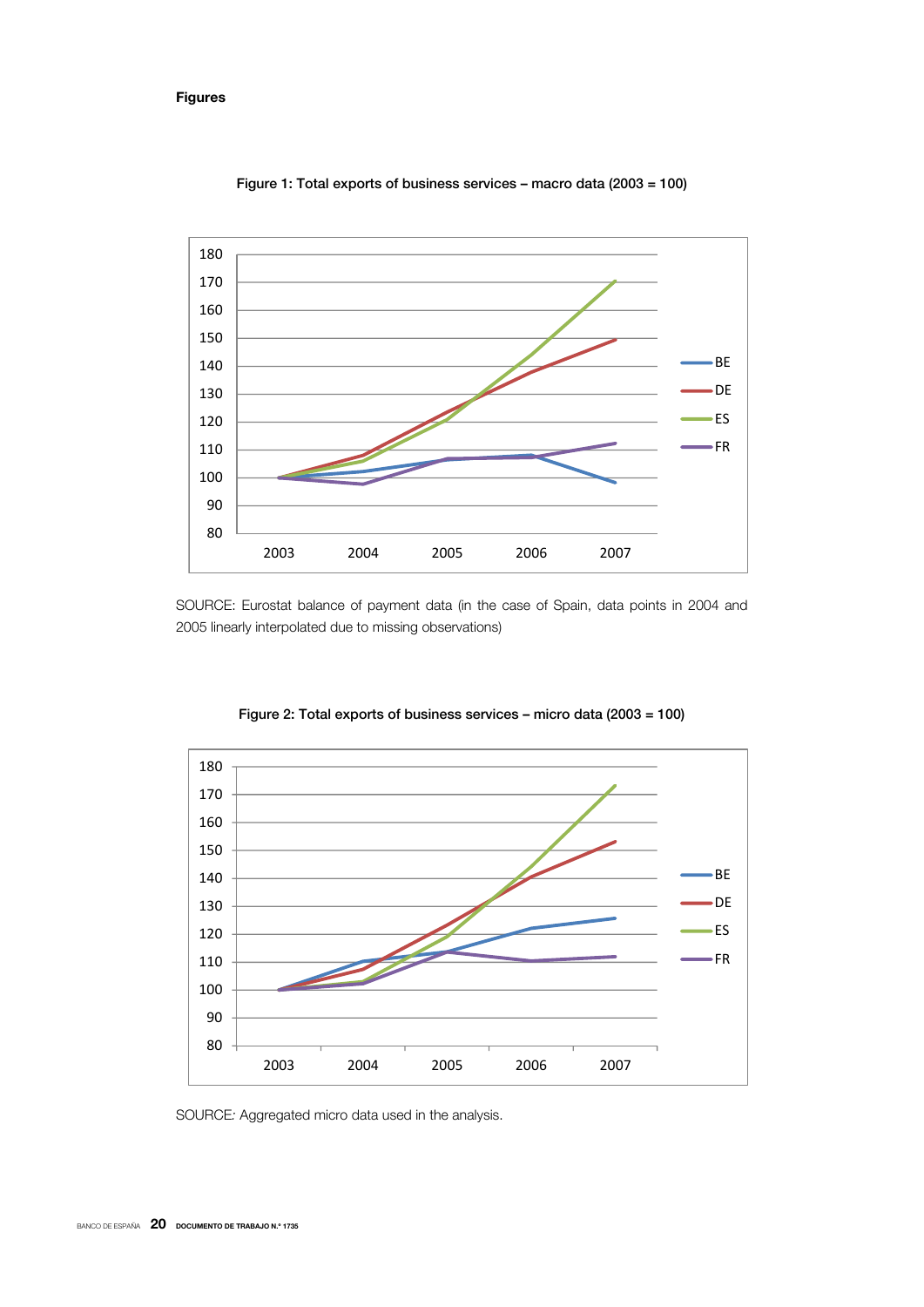**Figures**

**Figure 1: Total exports of business services – macro data (2003 = 100)**

SOURCE: Eurostat balance of payment data (in the case of Spain, data points in 2004 and 2005 linearly interpolated due to missing observations)

**Figure 2: Total exports of business services – micro data (2003 = 100)**

SOURCE*:* Aggregated micro data used in the analysis.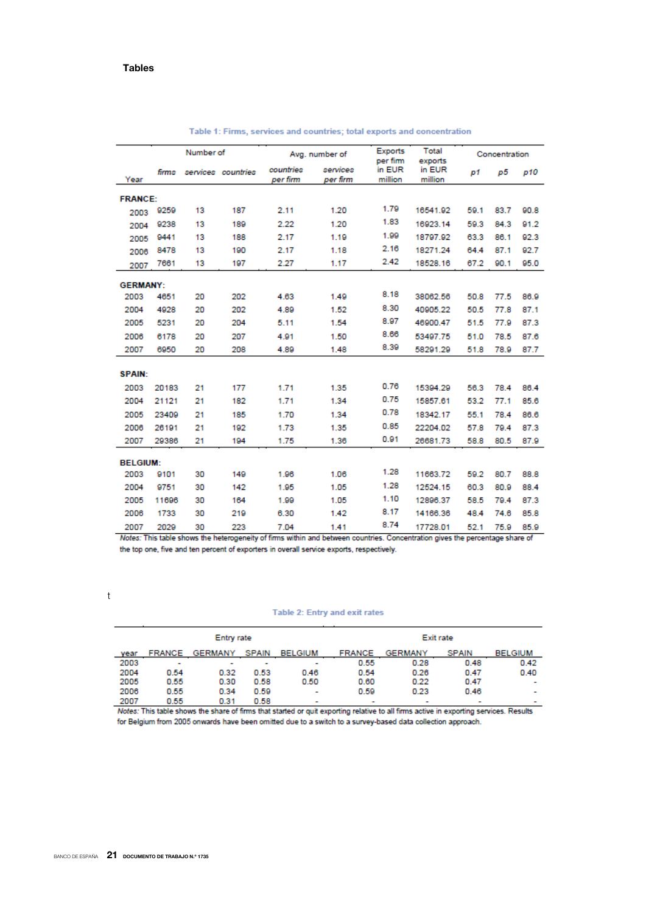## Tables

**Table 1: Firms, services and countries; total exports and concentration**

| Year | Number of *firms* | Number of *services* | Number of *countries* | Avg. number of *countries per firm* | Avg. number of *services per firm* | Exports per firm in EUR million | Total exports in EUR million | Concentration *p1* | Concentration *p5* | Concentration *p10* |
|---|---|---|---|---|---|---|---|---|---|---|
| **FRANCE:** | | | | | | | | | | |
| 2003 | 9259 | 13 | 187 | 2.11 | 1.20 | 1.79 | 16541.92 | 59.1 | 83.7 | 90.8 |
| 2004 | 9238 | 13 | 189 | 2.22 | 1.20 | 1.83 | 16923.14 | 59.3 | 84.3 | 91.2 |
| 2005 | 9441 | 13 | 188 | 2.17 | 1.19 | 1.99 | 18797.92 | 63.3 | 86.1 | 92.3 |
| 2006 | 8478 | 13 | 190 | 2.17 | 1.18 | 2.16 | 18271.24 | 64.4 | 87.1 | 92.7 |
| 2007 | 7661 | 13 | 197 | 2.27 | 1.17 | 2.42 | 18528.16 | 67.2 | 90.1 | 95.0 |
| **GERMANY:** | | | | | | | | | | |
| 2003 | 4651 | 20 | 202 | 4.63 | 1.49 | 8.18 | 38062.56 | 50.8 | 77.5 | 86.9 |
| 2004 | 4928 | 20 | 202 | 4.89 | 1.52 | 8.30 | 40905.22 | 50.5 | 77.8 | 87.1 |
| 2005 | 5231 | 20 | 204 | 5.11 | 1.54 | 8.97 | 46900.47 | 51.5 | 77.9 | 87.3 |
| 2006 | 6178 | 20 | 207 | 4.91 | 1.50 | 8.66 | 53497.75 | 51.0 | 78.5 | 87.6 |
| 2007 | 6950 | 20 | 208 | 4.89 | 1.48 | 8.39 | 58291.29 | 51.8 | 78.9 | 87.7 |
| **SPAIN:** | | | | | | | | | | |
| 2003 | 20183 | 21 | 177 | 1.71 | 1.35 | 0.76 | 15394.29 | 56.3 | 78.4 | 86.4 |
| 2004 | 21121 | 21 | 182 | 1.71 | 1.34 | 0.75 | 15857.61 | 53.2 | 77.1 | 85.6 |
| 2005 | 23409 | 21 | 185 | 1.70 | 1.34 | 0.78 | 18342.17 | 55.1 | 78.4 | 86.6 |
| 2006 | 26191 | 21 | 192 | 1.73 | 1.35 | 0.85 | 22204.02 | 57.8 | 79.4 | 87.3 |
| 2007 | 29386 | 21 | 194 | 1.75 | 1.36 | 0.91 | 26681.73 | 58.8 | 80.5 | 87.9 |
| **BELGIUM:** | | | | | | | | | | |
| 2003 | 9101 | 30 | 149 | 1.96 | 1.06 | 1.28 | 11663.72 | 59.2 | 80.7 | 88.8 |
| 2004 | 9751 | 30 | 142 | 1.95 | 1.05 | 1.28 | 12524.15 | 60.3 | 80.9 | 88.4 |
| 2005 | 11696 | 30 | 164 | 1.99 | 1.05 | 1.10 | 12896.37 | 58.5 | 79.4 | 87.3 |
| 2006 | 1733 | 30 | 219 | 6.30 | 1.42 | 8.17 | 14166.36 | 48.4 | 74.6 | 85.8 |
| 2007 | 2029 | 30 | 223 | 7.04 | 1.41 | 8.74 | 17728.01 | 52.1 | 75.9 | 85.9 |

*Notes:* This table shows the heterogeneity of firms within and between countries. Concentration gives the percentage share of the top one, five and ten percent of exporters in overall service exports, respectively.

**Table 2: Entry and exit rates**

| year | Entry rate FRANCE | Entry rate GERMANY | Entry rate SPAIN | Entry rate BELGIUM | Exit rate FRANCE | Exit rate GERMANY | Exit rate SPAIN | Exit rate BELGIUM |
|---|---|---|---|---|---|---|---|---|
| 2003 | - | - | - | - | 0.55 | 0.28 | 0.48 | 0.42 |
| 2004 | 0.54 | 0.32 | 0.53 | 0.46 | 0.54 | 0.26 | 0.47 | 0.40 |
| 2005 | 0.55 | 0.30 | 0.58 | 0.50 | 0.60 | 0.22 | 0.47 | - |
| 2006 | 0.55 | 0.34 | 0.59 | - | 0.59 | 0.23 | 0.46 | - |
| 2007 | 0.55 | 0.31 | 0.58 | - | - | - | - | - |

*Notes:* This table shows the share of firms that started or quit exporting relative to all firms active in exporting services. Results for Belgium from 2005 onwards have been omitted due to a switch to a survey-based data collection approach.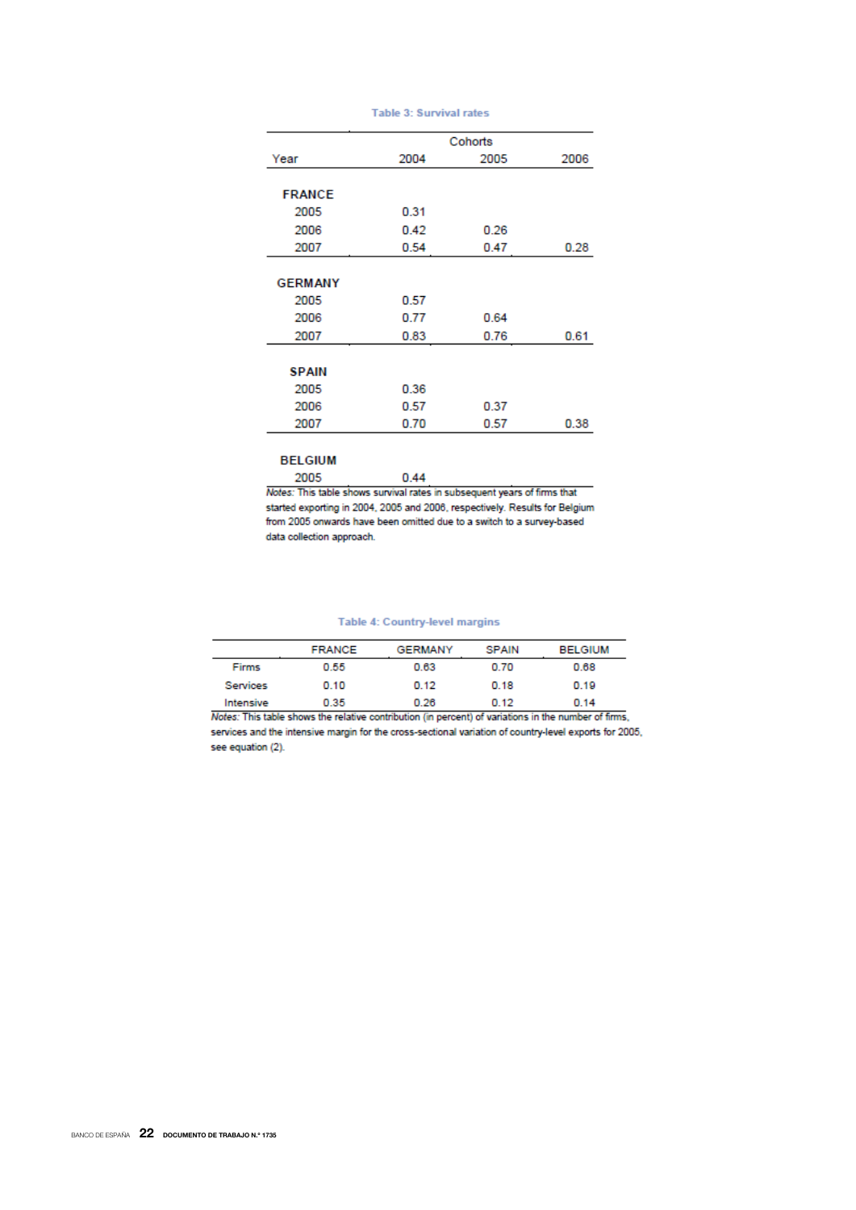**Table 3: Survival rates**

| Year | Cohorts 2004 | 2005 | 2006 |
|---|---|---|---|
| **FRANCE** | | | |
| 2005 | 0.31 | | |
| 2006 | 0.42 | 0.26 | |
| 2007 | 0.54 | 0.47 | 0.28 |
| **GERMANY** | | | |
| 2005 | 0.57 | | |
| 2006 | 0.77 | 0.64 | |
| 2007 | 0.83 | 0.76 | 0.61 |
| **SPAIN** | | | |
| 2005 | 0.36 | | |
| 2006 | 0.57 | 0.37 | |
| 2007 | 0.70 | 0.57 | 0.38 |
| **BELGIUM** | | | |
| 2005 | 0.44 | | |

*Notes:* This table shows survival rates in subsequent years of firms that started exporting in 2004, 2005 and 2006, respectively. Results for Belgium from 2005 onwards have been omitted due to a switch to a survey-based data collection approach.

**Table 4: Country-level margins**

| | FRANCE | GERMANY | SPAIN | BELGIUM |
|---|---|---|---|---|
| Firms | 0.55 | 0.63 | 0.70 | 0.68 |
| Services | 0.10 | 0.12 | 0.18 | 0.19 |
| Intensive | 0.35 | 0.26 | 0.12 | 0.14 |

*Notes:* This table shows the relative contribution (in percent) of variations in the number of firms, services and the intensive margin for the cross-sectional variation of country-level exports for 2005, see equation (2).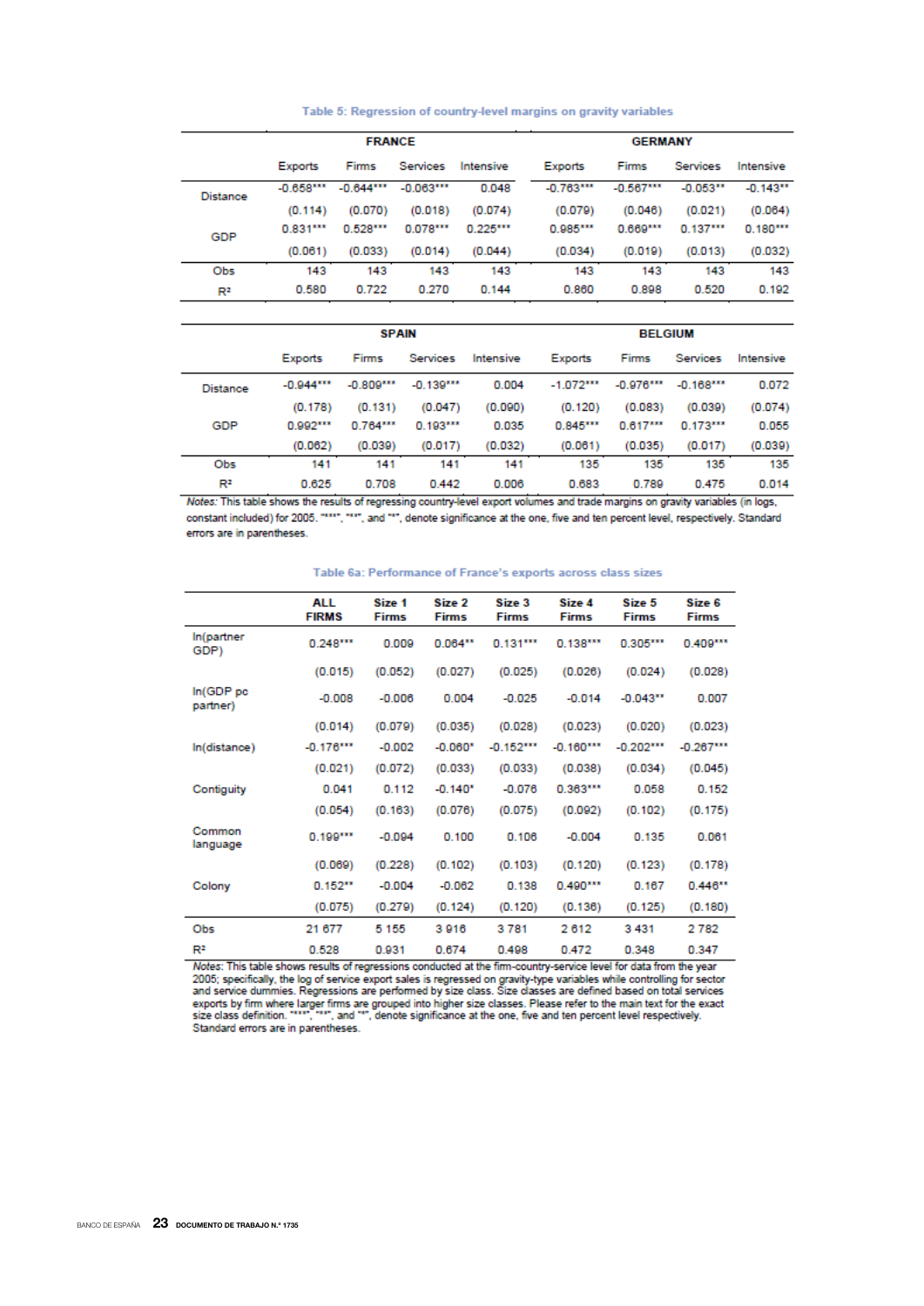### Table 5: Regression of country-level margins on gravity variables

| | FRANCE | | | | GERMANY | | | |
|---|---|---|---|---|---|---|---|---|
| | Exports | Firms | Services | Intensive | Exports | Firms | Services | Intensive |
| Distance | -0.658*** | -0.644*** | -0.063*** | 0.048 | -0.763*** | -0.567*** | -0.053** | -0.143** |
| | (0.114) | (0.070) | (0.018) | (0.074) | (0.079) | (0.046) | (0.021) | (0.064) |
| GDP | 0.831*** | 0.528*** | 0.078*** | 0.225*** | 0.985*** | 0.669*** | 0.137*** | 0.180*** |
| | (0.061) | (0.033) | (0.014) | (0.044) | (0.034) | (0.019) | (0.013) | (0.032) |
| Obs | 143 | 143 | 143 | 143 | 143 | 143 | 143 | 143 |
| $R^2$ | 0.580 | 0.722 | 0.270 | 0.144 | 0.860 | 0.898 | 0.520 | 0.192 |

| | SPAIN | | | | BELGIUM | | | |
|---|---|---|---|---|---|---|---|---|
| | Exports | Firms | Services | Intensive | Exports | Firms | Services | Intensive |
| Distance | -0.944*** | -0.809*** | -0.139*** | 0.004 | -1.072*** | -0.976*** | -0.168*** | 0.072 |
| | (0.178) | (0.131) | (0.047) | (0.090) | (0.120) | (0.083) | (0.039) | (0.074) |
| GDP | 0.992*** | 0.764*** | 0.193*** | 0.035 | 0.845*** | 0.617*** | 0.173*** | 0.055 |
| | (0.062) | (0.039) | (0.017) | (0.032) | (0.061) | (0.035) | (0.017) | (0.039) |
| Obs | 141 | 141 | 141 | 141 | 135 | 135 | 135 | 135 |
| $R^2$ | 0.625 | 0.708 | 0.442 | 0.006 | 0.683 | 0.789 | 0.475 | 0.014 |

*Notes:* This table shows the results of regressing country-level export volumes and trade margins on gravity variables (in logs, constant included) for 2005. "***", "**", and "*", denote significance at the one, five and ten percent level, respectively. Standard errors are in parentheses.

### Table 6a: Performance of France's exports across class sizes

| | ALL FIRMS | Size 1 Firms | Size 2 Firms | Size 3 Firms | Size 4 Firms | Size 5 Firms | Size 6 Firms |
|---|---|---|---|---|---|---|---|
| ln(partner GDP) | 0.248*** | 0.009 | 0.064** | 0.131*** | 0.138*** | 0.305*** | 0.409*** |
| | (0.015) | (0.052) | (0.027) | (0.025) | (0.026) | (0.024) | (0.028) |
| ln(GDP pc partner) | -0.008 | -0.006 | 0.004 | -0.025 | -0.014 | -0.043** | 0.007 |
| | (0.014) | (0.079) | (0.035) | (0.028) | (0.023) | (0.020) | (0.023) |
| ln(distance) | -0.176*** | -0.002 | -0.060* | -0.152*** | -0.160*** | -0.202*** | -0.267*** |
| | (0.021) | (0.072) | (0.033) | (0.033) | (0.038) | (0.034) | (0.045) |
| Contiguity | 0.041 | 0.112 | -0.140* | -0.076 | 0.363*** | 0.058 | 0.152 |
| | (0.054) | (0.163) | (0.076) | (0.075) | (0.092) | (0.102) | (0.175) |
| Common language | 0.199*** | -0.094 | 0.100 | 0.106 | -0.004 | 0.135 | 0.061 |
| | (0.069) | (0.228) | (0.102) | (0.103) | (0.120) | (0.123) | (0.178) |
| Colony | 0.152** | -0.004 | -0.062 | 0.138 | 0.490*** | 0.167 | 0.446** |
| | (0.075) | (0.279) | (0.124) | (0.120) | (0.136) | (0.125) | (0.180) |
| Obs | 21 677 | 5 155 | 3 916 | 3 781 | 2 612 | 3 431 | 2 782 |
| $R^2$ | 0.528 | 0.931 | 0.674 | 0.498 | 0.472 | 0.348 | 0.347 |

*Notes:* This table shows results of regressions conducted at the firm-country-service level for data from the year 2005; specifically, the log of service export sales is regressed on gravity-type variables while controlling for sector and service dummies. Regressions are performed by size class. Size classes are defined based on total services exports by firm where larger firms are grouped into higher size classes. Please refer to the main text for the exact size class definition. "***", "**", and "*", denote significance at the one, five and ten percent level respectively. Standard errors are in parentheses.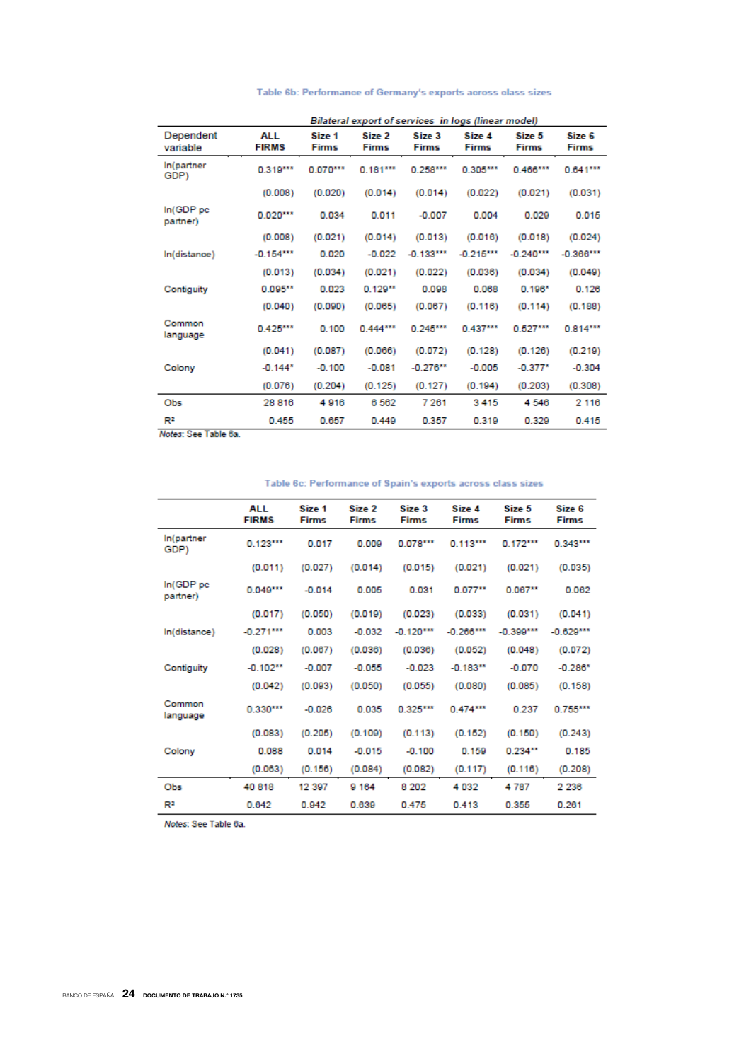Table 6b: Performance of Germany's exports across class sizes

| Dependent variable | Bilateral export of services in logs (linear model) | | | | | | |
|---|---|---|---|---|---|---|---|
| | ALL FIRMS | Size 1 Firms | Size 2 Firms | Size 3 Firms | Size 4 Firms | Size 5 Firms | Size 6 Firms |
| ln(partner GDP) | 0.319*** | 0.070*** | 0.181*** | 0.258*** | 0.305*** | 0.466*** | 0.641*** |
| | (0.008) | (0.020) | (0.014) | (0.014) | (0.022) | (0.021) | (0.031) |
| ln(GDP pc partner) | 0.020*** | 0.034 | 0.011 | -0.007 | 0.004 | 0.029 | 0.015 |
| | (0.008) | (0.021) | (0.014) | (0.013) | (0.016) | (0.018) | (0.024) |
| ln(distance) | -0.154*** | 0.020 | -0.022 | -0.133*** | -0.215*** | -0.240*** | -0.366*** |
| | (0.013) | (0.034) | (0.021) | (0.022) | (0.036) | (0.034) | (0.049) |
| Contiguity | 0.095** | 0.023 | 0.129** | 0.098 | 0.068 | 0.196* | 0.126 |
| | (0.040) | (0.090) | (0.065) | (0.067) | (0.116) | (0.114) | (0.188) |
| Common language | 0.425*** | 0.100 | 0.444*** | 0.245*** | 0.437*** | 0.527*** | 0.814*** |
| | (0.041) | (0.087) | (0.066) | (0.072) | (0.128) | (0.126) | (0.219) |
| Colony | -0.144* | -0.100 | -0.081 | -0.276** | -0.005 | -0.377* | -0.304 |
| | (0.076) | (0.204) | (0.125) | (0.127) | (0.194) | (0.203) | (0.308) |
| Obs | 28 816 | 4 916 | 6 562 | 7 261 | 3 415 | 4 546 | 2 116 |
| $R^2$ | 0.455 | 0.657 | 0.449 | 0.357 | 0.319 | 0.329 | 0.415 |

*Notes*: See Table 6a.

Table 6c: Performance of Spain's exports across class sizes

| | ALL FIRMS | Size 1 Firms | Size 2 Firms | Size 3 Firms | Size 4 Firms | Size 5 Firms | Size 6 Firms |
|---|---|---|---|---|---|---|---|
| ln(partner GDP) | 0.123*** | 0.017 | 0.009 | 0.078*** | 0.113*** | 0.172*** | 0.343*** |
| | (0.011) | (0.027) | (0.014) | (0.015) | (0.021) | (0.021) | (0.035) |
| ln(GDP pc partner) | 0.049*** | -0.014 | 0.005 | 0.031 | 0.077** | 0.067** | 0.062 |
| | (0.017) | (0.050) | (0.019) | (0.023) | (0.033) | (0.031) | (0.041) |
| ln(distance) | -0.271*** | 0.003 | -0.032 | -0.120*** | -0.266*** | -0.399*** | -0.629*** |
| | (0.028) | (0.067) | (0.036) | (0.036) | (0.052) | (0.048) | (0.072) |
| Contiguity | -0.102** | -0.007 | -0.055 | -0.023 | -0.183** | -0.070 | -0.286* |
| | (0.042) | (0.093) | (0.050) | (0.055) | (0.080) | (0.085) | (0.158) |
| Common language | 0.330*** | -0.026 | 0.035 | 0.325*** | 0.474*** | 0.237 | 0.755*** |
| | (0.083) | (0.205) | (0.109) | (0.113) | (0.152) | (0.150) | (0.243) |
| Colony | 0.088 | 0.014 | -0.015 | -0.100 | 0.159 | 0.234** | 0.185 |
| | (0.063) | (0.156) | (0.084) | (0.082) | (0.117) | (0.116) | (0.208) |
| Obs | 40 818 | 12 397 | 9 164 | 8 202 | 4 032 | 4 787 | 2 236 |
| $R^2$ | 0.642 | 0.942 | 0.639 | 0.475 | 0.413 | 0.355 | 0.261 |

*Notes*: See Table 6a.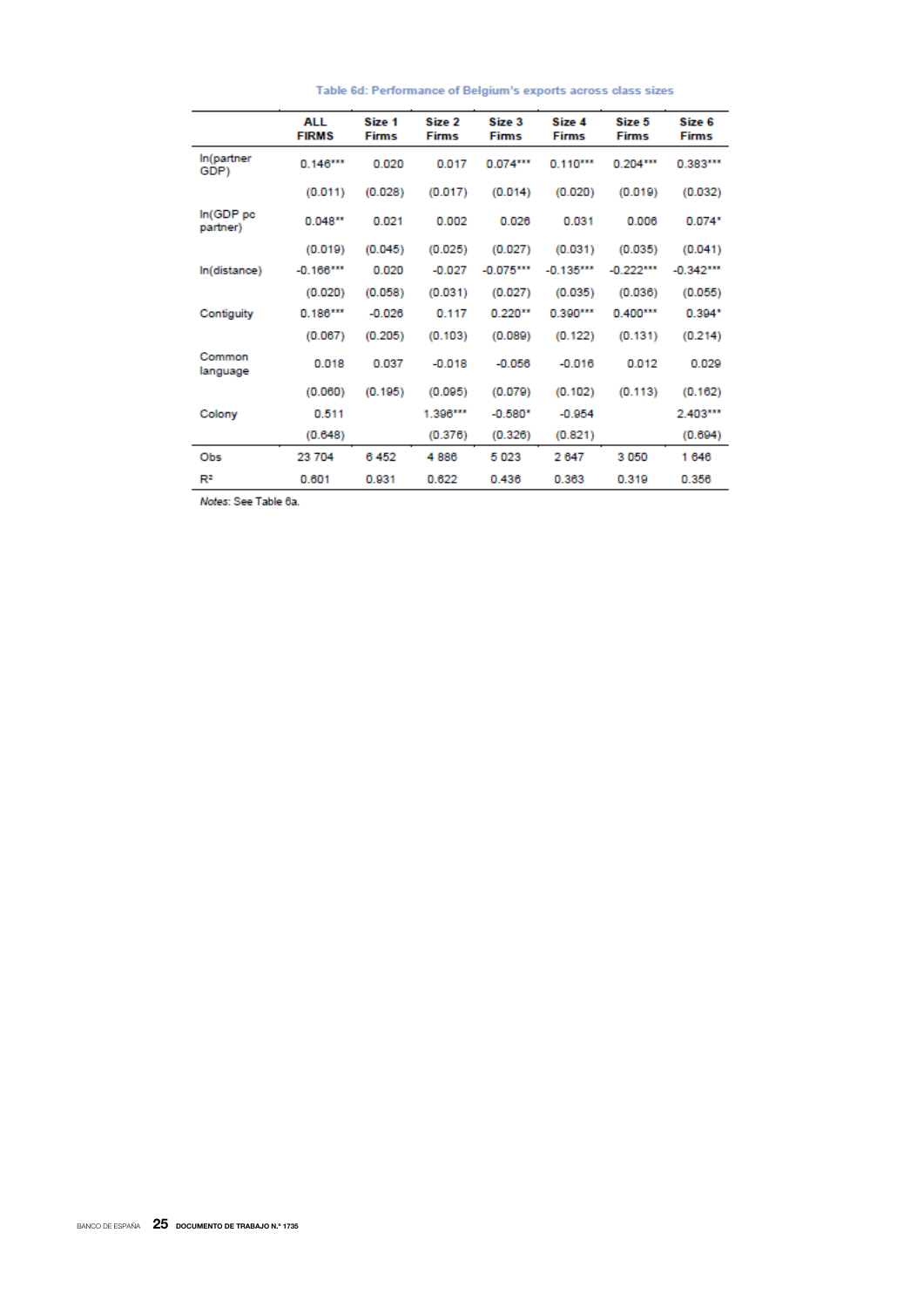### Table 6d: Performance of Belgium's exports across class sizes

| | ALL FIRMS | Size 1 Firms | Size 2 Firms | Size 3 Firms | Size 4 Firms | Size 5 Firms | Size 6 Firms |
|---|---|---|---|---|---|---|---|
| ln(partner GDP) | 0.146*** | 0.020 | 0.017 | 0.074*** | 0.110*** | 0.204*** | 0.383*** |
| | (0.011) | (0.028) | (0.017) | (0.014) | (0.020) | (0.019) | (0.032) |
| ln(GDP pc partner) | 0.048** | 0.021 | 0.002 | 0.026 | 0.031 | 0.006 | 0.074* |
| | (0.019) | (0.045) | (0.025) | (0.027) | (0.031) | (0.035) | (0.041) |
| ln(distance) | -0.166*** | 0.020 | -0.027 | -0.075*** | -0.135*** | -0.222*** | -0.342*** |
| | (0.020) | (0.058) | (0.031) | (0.027) | (0.035) | (0.036) | (0.055) |
| Contiguity | 0.186*** | -0.026 | 0.117 | 0.220** | 0.390*** | 0.400*** | 0.394* |
| | (0.067) | (0.205) | (0.103) | (0.089) | (0.122) | (0.131) | (0.214) |
| Common language | 0.018 | 0.037 | -0.018 | -0.056 | -0.016 | 0.012 | 0.029 |
| | (0.060) | (0.195) | (0.095) | (0.079) | (0.102) | (0.113) | (0.162) |
| Colony | 0.511 | | 1.396*** | -0.580* | -0.954 | | 2.403*** |
| | (0.648) | | (0.376) | (0.326) | (0.821) | | (0.694) |
| Obs | 23 704 | 6 452 | 4 886 | 5 023 | 2 647 | 3 050 | 1 646 |
| $R^2$ | 0.601 | 0.931 | 0.622 | 0.436 | 0.363 | 0.319 | 0.356 |

*Notes*: See Table 6a.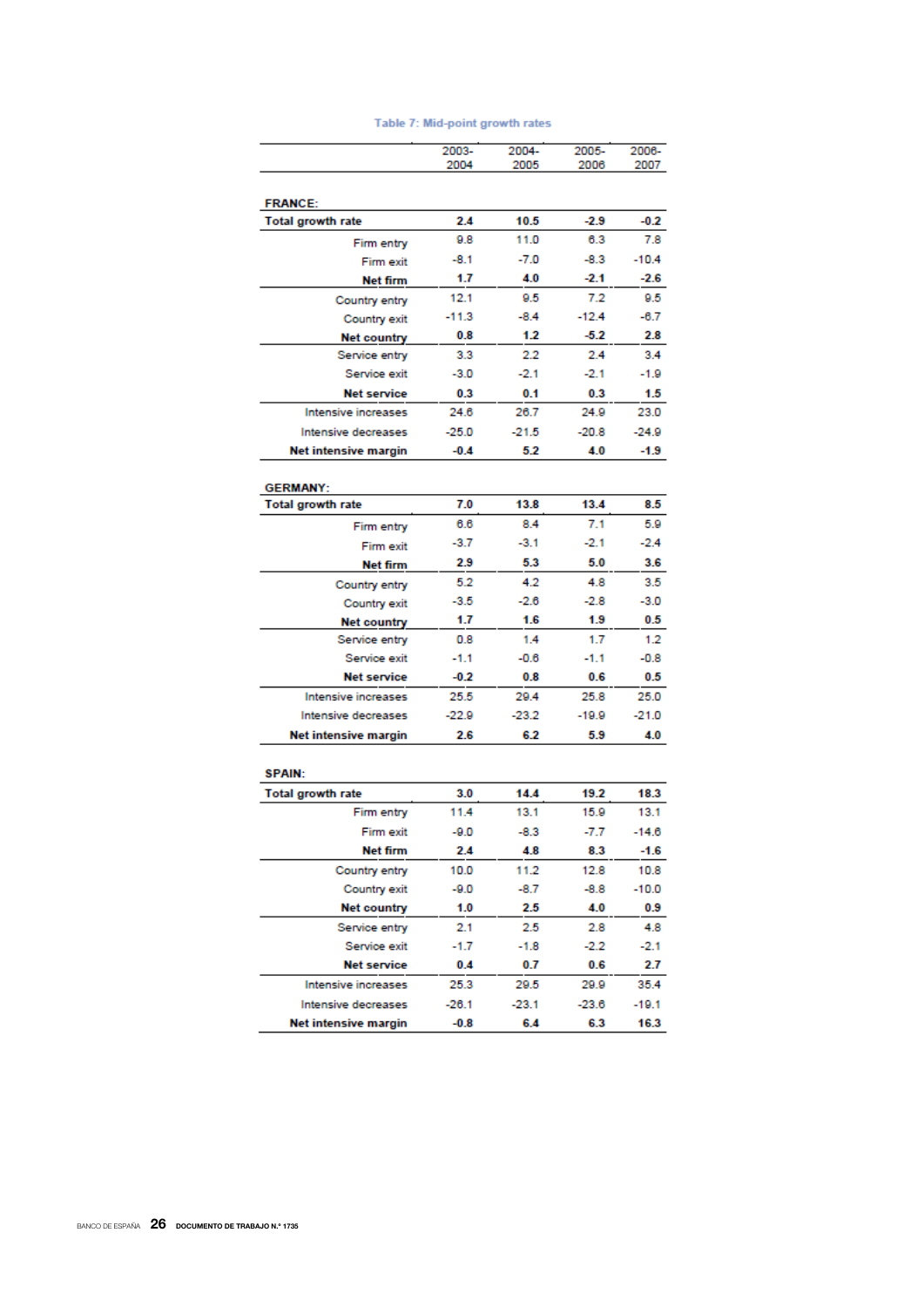Table 7: Mid-point growth rates

| | 2003-2004 | 2004-2005 | 2005-2006 | 2006-2007 |
|---|---|---|---|---|
| **FRANCE:** | | | | |
| **Total growth rate** | **2.4** | **10.5** | **-2.9** | **-0.2** |
| Firm entry | 9.8 | 11.0 | 6.3 | 7.8 |
| Firm exit | -8.1 | -7.0 | -8.3 | -10.4 |
| **Net firm** | **1.7** | **4.0** | **-2.1** | **-2.6** |
| Country entry | 12.1 | 9.5 | 7.2 | 9.5 |
| Country exit | -11.3 | -8.4 | -12.4 | -6.7 |
| **Net country** | **0.8** | **1.2** | **-5.2** | **2.8** |
| Service entry | 3.3 | 2.2 | 2.4 | 3.4 |
| Service exit | -3.0 | -2.1 | -2.1 | -1.9 |
| **Net service** | **0.3** | **0.1** | **0.3** | **1.5** |
| Intensive increases | 24.6 | 26.7 | 24.9 | 23.0 |
| Intensive decreases | -25.0 | -21.5 | -20.8 | -24.9 |
| **Net intensive margin** | **-0.4** | **5.2** | **4.0** | **-1.9** |
| **GERMANY:** | | | | |
| **Total growth rate** | **7.0** | **13.8** | **13.4** | **8.5** |
| Firm entry | 6.6 | 8.4 | 7.1 | 5.9 |
| Firm exit | -3.7 | -3.1 | -2.1 | -2.4 |
| **Net firm** | **2.9** | **5.3** | **5.0** | **3.6** |
| Country entry | 5.2 | 4.2 | 4.8 | 3.5 |
| Country exit | -3.5 | -2.6 | -2.8 | -3.0 |
| **Net country** | **1.7** | **1.6** | **1.9** | **0.5** |
| Service entry | 0.8 | 1.4 | 1.7 | 1.2 |
| Service exit | -1.1 | -0.6 | -1.1 | -0.8 |
| **Net service** | **-0.2** | **0.8** | **0.6** | **0.5** |
| Intensive increases | 25.5 | 29.4 | 25.8 | 25.0 |
| Intensive decreases | -22.9 | -23.2 | -19.9 | -21.0 |
| **Net intensive margin** | **2.6** | **6.2** | **5.9** | **4.0** |
| **SPAIN:** | | | | |
| **Total growth rate** | **3.0** | **14.4** | **19.2** | **18.3** |
| Firm entry | 11.4 | 13.1 | 15.9 | 13.1 |
| Firm exit | -9.0 | -8.3 | -7.7 | -14.6 |
| **Net firm** | **2.4** | **4.8** | **8.3** | **-1.6** |
| Country entry | 10.0 | 11.2 | 12.8 | 10.8 |
| Country exit | -9.0 | -8.7 | -8.8 | -10.0 |
| **Net country** | **1.0** | **2.5** | **4.0** | **0.9** |
| Service entry | 2.1 | 2.5 | 2.8 | 4.8 |
| Service exit | -1.7 | -1.8 | -2.2 | -2.1 |
| **Net service** | **0.4** | **0.7** | **0.6** | **2.7** |
| Intensive increases | 25.3 | 29.5 | 29.9 | 35.4 |
| Intensive decreases | -26.1 | -23.1 | -23.6 | -19.1 |
| **Net intensive margin** | **-0.8** | **6.4** | **6.3** | **16.3** |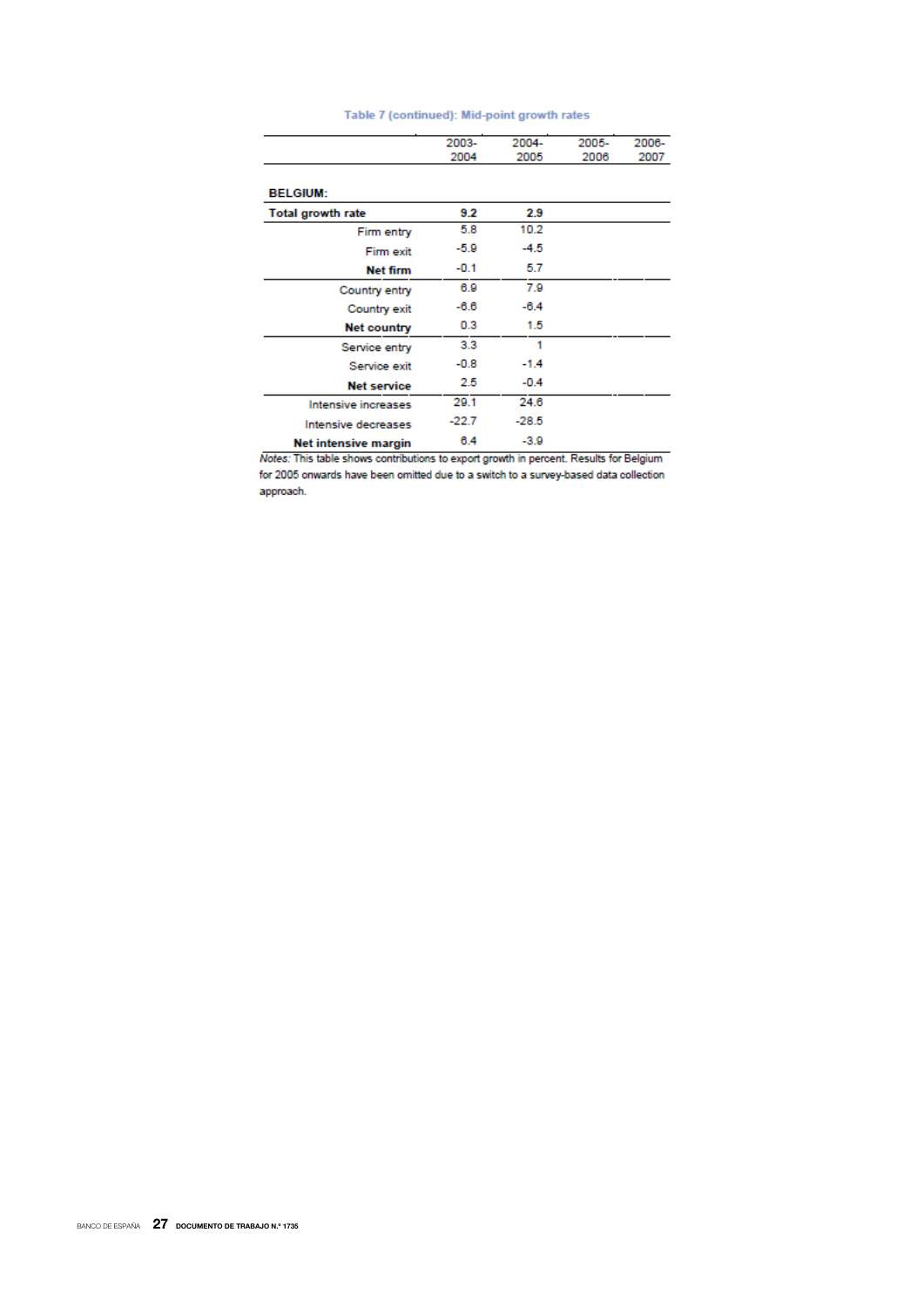Table 7 (continued): Mid-point growth rates

| | 2003-2004 | 2004-2005 | 2005-2006 | 2006-2007 |
|---|---|---|---|---|
| **BELGIUM:** | | | | |
| **Total growth rate** | **9.2** | **2.9** | | |
| Firm entry | 5.8 | 10.2 | | |
| Firm exit | -5.9 | -4.5 | | |
| **Net firm** | -0.1 | 5.7 | | |
| Country entry | 6.9 | 7.9 | | |
| Country exit | -6.6 | -6.4 | | |
| **Net country** | 0.3 | 1.5 | | |
| Service entry | 3.3 | 1 | | |
| Service exit | -0.8 | -1.4 | | |
| **Net service** | 2.5 | -0.4 | | |
| Intensive increases | 29.1 | 24.6 | | |
| Intensive decreases | -22.7 | -28.5 | | |
| **Net intensive margin** | 6.4 | -3.9 | | |

*Notes:* This table shows contributions to export growth in percent. Results for Belgium for 2005 onwards have been omitted due to a switch to a survey-based data collection approach.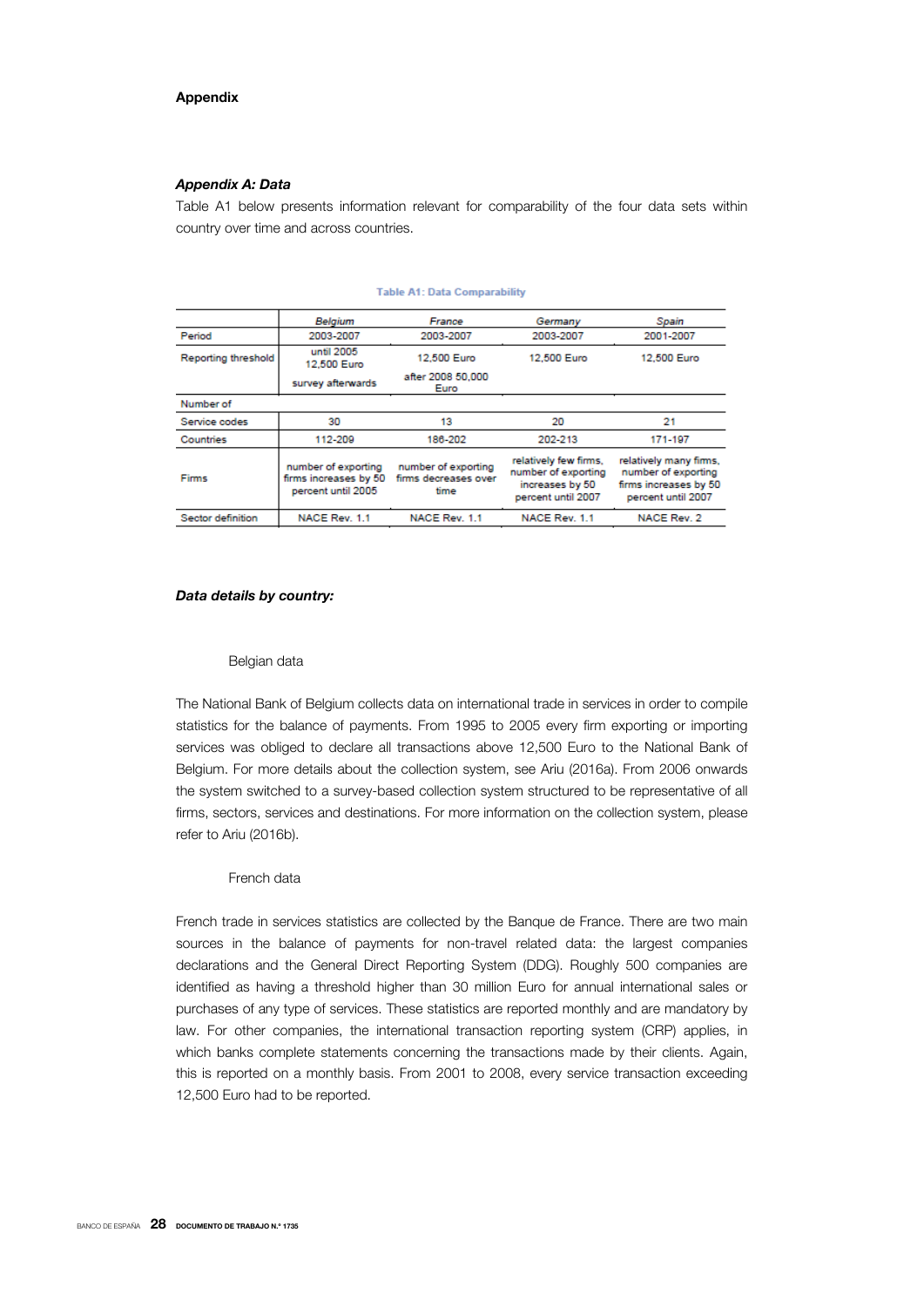## Appendix

### *Appendix A: Data*

Table A1 below presents information relevant for comparability of the four data sets within country over time and across countries.

**Table A1: Data Comparability**

| | *Belgium* | *France* | *Germany* | *Spain* |
|---|---|---|---|---|
| Period | 2003-2007 | 2003-2007 | 2003-2007 | 2001-2007 |
| Reporting threshold | until 2005 12,500 Euro survey afterwards | 12,500 Euro after 2008 50,000 Euro | 12,500 Euro | 12,500 Euro |
| Number of | | | | |
| Service codes | 30 | 13 | 20 | 21 |
| Countries | 112-209 | 186-202 | 202-213 | 171-197 |
| Firms | number of exporting firms increases by 50 percent until 2005 | number of exporting firms decreases over time | relatively few firms, number of exporting increases by 50 percent until 2007 | relatively many firms, number of exporting firms increases by 50 percent until 2007 |
| Sector definition | NACE Rev. 1.1 | NACE Rev. 1.1 | NACE Rev. 1.1 | NACE Rev. 2 |

### *Data details by country:*

Belgian data

The National Bank of Belgium collects data on international trade in services in order to compile statistics for the balance of payments. From 1995 to 2005 every firm exporting or importing services was obliged to declare all transactions above 12,500 Euro to the National Bank of Belgium. For more details about the collection system, see Ariu (2016a). From 2006 onwards the system switched to a survey-based collection system structured to be representative of all firms, sectors, services and destinations. For more information on the collection system, please refer to Ariu (2016b).

French data

French trade in services statistics are collected by the Banque de France. There are two main sources in the balance of payments for non-travel related data: the largest companies declarations and the General Direct Reporting System (DDG). Roughly 500 companies are identified as having a threshold higher than 30 million Euro for annual international sales or purchases of any type of services. These statistics are reported monthly and are mandatory by law. For other companies, the international transaction reporting system (CRP) applies, in which banks complete statements concerning the transactions made by their clients. Again, this is reported on a monthly basis. From 2001 to 2008, every service transaction exceeding 12,500 Euro had to be reported.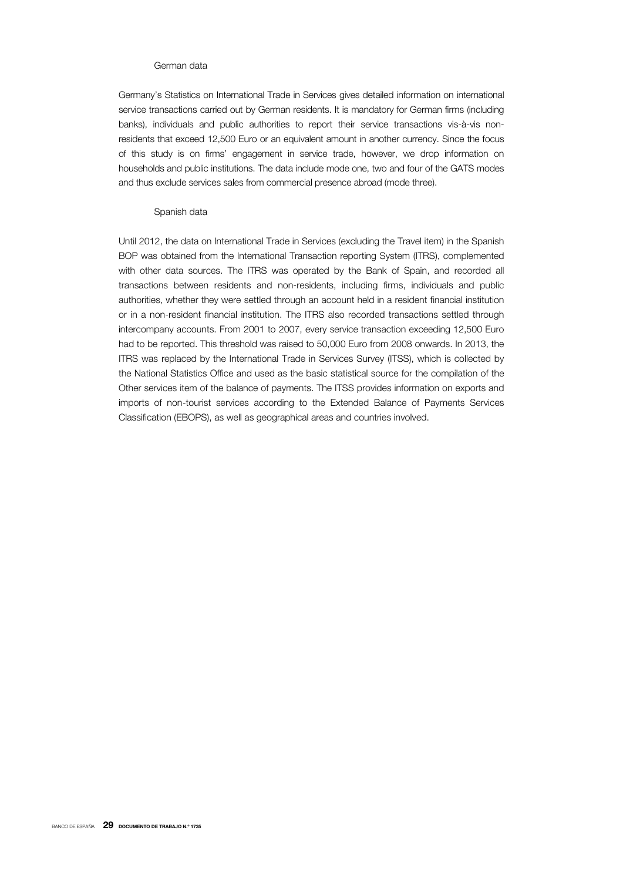### German data

Germany's Statistics on International Trade in Services gives detailed information on international service transactions carried out by German residents. It is mandatory for German firms (including banks), individuals and public authorities to report their service transactions vis-à-vis non-residents that exceed 12,500 Euro or an equivalent amount in another currency. Since the focus of this study is on firms' engagement in service trade, however, we drop information on households and public institutions. The data include mode one, two and four of the GATS modes and thus exclude services sales from commercial presence abroad (mode three).

### Spanish data

Until 2012, the data on International Trade in Services (excluding the Travel item) in the Spanish BOP was obtained from the International Transaction reporting System (ITRS), complemented with other data sources. The ITRS was operated by the Bank of Spain, and recorded all transactions between residents and non-residents, including firms, individuals and public authorities, whether they were settled through an account held in a resident financial institution or in a non-resident financial institution. The ITRS also recorded transactions settled through intercompany accounts. From 2001 to 2007, every service transaction exceeding 12,500 Euro had to be reported. This threshold was raised to 50,000 Euro from 2008 onwards. In 2013, the ITRS was replaced by the International Trade in Services Survey (ITSS), which is collected by the National Statistics Office and used as the basic statistical source for the compilation of the Other services item of the balance of payments. The ITSS provides information on exports and imports of non-tourist services according to the Extended Balance of Payments Services Classification (EBOPS), as well as geographical areas and countries involved.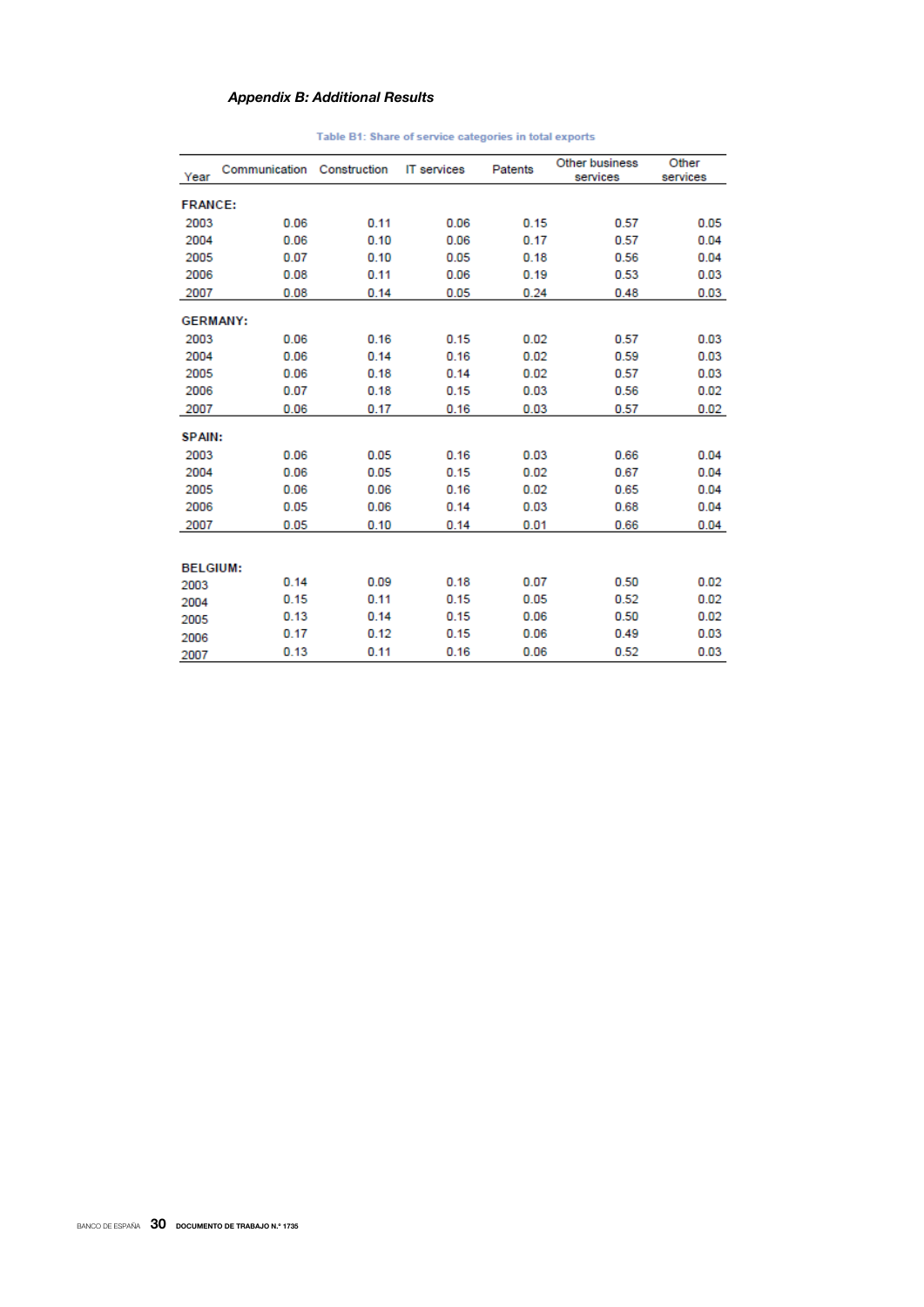### *Appendix B: Additional Results*

Table B1: Share of service categories in total exports

| Year | Communication | Construction | IT services | Patents | Other business services | Other services |
|---|---|---|---|---|---|---|
| **FRANCE:** | | | | | | |
| 2003 | 0.06 | 0.11 | 0.06 | 0.15 | 0.57 | 0.05 |
| 2004 | 0.06 | 0.10 | 0.06 | 0.17 | 0.57 | 0.04 |
| 2005 | 0.07 | 0.10 | 0.05 | 0.18 | 0.56 | 0.04 |
| 2006 | 0.08 | 0.11 | 0.06 | 0.19 | 0.53 | 0.03 |
| 2007 | 0.08 | 0.14 | 0.05 | 0.24 | 0.48 | 0.03 |
| **GERMANY:** | | | | | | |
| 2003 | 0.06 | 0.16 | 0.15 | 0.02 | 0.57 | 0.03 |
| 2004 | 0.06 | 0.14 | 0.16 | 0.02 | 0.59 | 0.03 |
| 2005 | 0.06 | 0.18 | 0.14 | 0.02 | 0.57 | 0.03 |
| 2006 | 0.07 | 0.18 | 0.15 | 0.03 | 0.56 | 0.02 |
| 2007 | 0.06 | 0.17 | 0.16 | 0.03 | 0.57 | 0.02 |
| **SPAIN:** | | | | | | |
| 2003 | 0.06 | 0.05 | 0.16 | 0.03 | 0.66 | 0.04 |
| 2004 | 0.06 | 0.05 | 0.15 | 0.02 | 0.67 | 0.04 |
| 2005 | 0.06 | 0.06 | 0.16 | 0.02 | 0.65 | 0.04 |
| 2006 | 0.05 | 0.06 | 0.14 | 0.03 | 0.68 | 0.04 |
| 2007 | 0.05 | 0.10 | 0.14 | 0.01 | 0.66 | 0.04 |
| **BELGIUM:** | | | | | | |
| 2003 | 0.14 | 0.09 | 0.18 | 0.07 | 0.50 | 0.02 |
| 2004 | 0.15 | 0.11 | 0.15 | 0.05 | 0.52 | 0.02 |
| 2005 | 0.13 | 0.14 | 0.15 | 0.06 | 0.50 | 0.02 |
| 2006 | 0.17 | 0.12 | 0.15 | 0.06 | 0.49 | 0.03 |
| 2007 | 0.13 | 0.11 | 0.16 | 0.06 | 0.52 | 0.03 |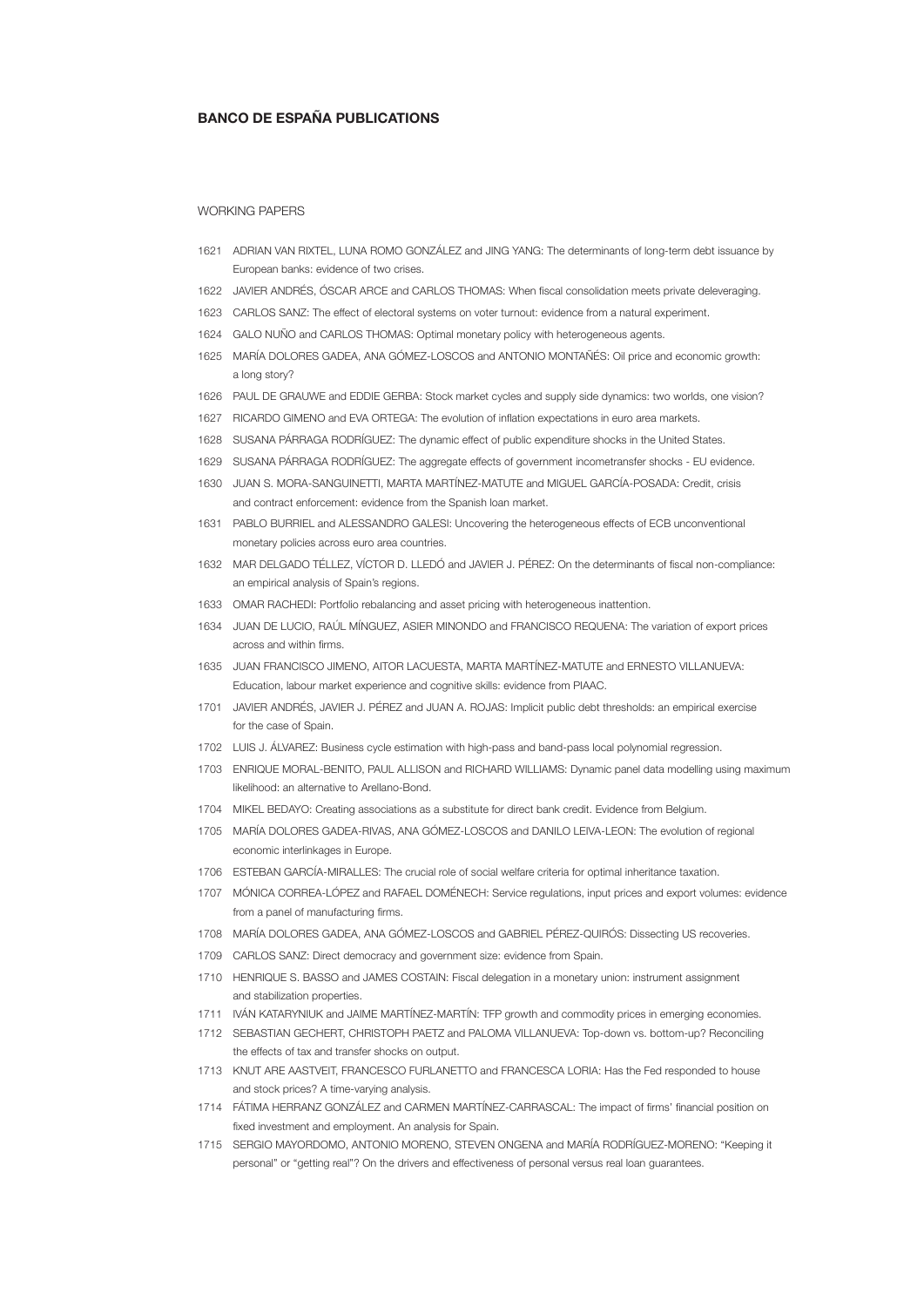## BANCO DE ESPAÑA PUBLICATIONS

### WORKING PAPERS

1621 ADRIAN VAN RIXTEL, LUNA ROMO GONZÁLEZ and JING YANG: The determinants of long-term debt issuance by European banks: evidence of two crises.

1622 JAVIER ANDRÉS, ÓSCAR ARCE and CARLOS THOMAS: When fiscal consolidation meets private deleveraging.

1623 CARLOS SANZ: The effect of electoral systems on voter turnout: evidence from a natural experiment.

1624 GALO NUÑO and CARLOS THOMAS: Optimal monetary policy with heterogeneous agents.

1625 MARÍA DOLORES GADEA, ANA GÓMEZ-LOSCOS and ANTONIO MONTAÑÉS: Oil price and economic growth: a long story?

1626 PAUL DE GRAUWE and EDDIE GERBA: Stock market cycles and supply side dynamics: two worlds, one vision?

1627 RICARDO GIMENO and EVA ORTEGA: The evolution of inflation expectations in euro area markets.

1628 SUSANA PÁRRAGA RODRÍGUEZ: The dynamic effect of public expenditure shocks in the United States.

1629 SUSANA PÁRRAGA RODRÍGUEZ: The aggregate effects of government incometransfer shocks - EU evidence.

1630 JUAN S. MORA-SANGUINETTI, MARTA MARTÍNEZ-MATUTE and MIGUEL GARCÍA-POSADA: Credit, crisis and contract enforcement: evidence from the Spanish loan market.

1631 PABLO BURRIEL and ALESSANDRO GALESI: Uncovering the heterogeneous effects of ECB unconventional monetary policies across euro area countries.

1632 MAR DELGADO TÉLLEZ, VÍCTOR D. LLEDÓ and JAVIER J. PÉREZ: On the determinants of fiscal non-compliance: an empirical analysis of Spain's regions.

1633 OMAR RACHEDI: Portfolio rebalancing and asset pricing with heterogeneous inattention.

1634 JUAN DE LUCIO, RAÚL MÍNGUEZ, ASIER MINONDO and FRANCISCO REQUENA: The variation of export prices across and within firms.

1635 JUAN FRANCISCO JIMENO, AITOR LACUESTA, MARTA MARTÍNEZ-MATUTE and ERNESTO VILLANUEVA: Education, labour market experience and cognitive skills: evidence from PIAAC.

1701 JAVIER ANDRÉS, JAVIER J. PÉREZ and JUAN A. ROJAS: Implicit public debt thresholds: an empirical exercise for the case of Spain.

1702 LUIS J. ÁLVAREZ: Business cycle estimation with high-pass and band-pass local polynomial regression.

1703 ENRIQUE MORAL-BENITO, PAUL ALLISON and RICHARD WILLIAMS: Dynamic panel data modelling using maximum likelihood: an alternative to Arellano-Bond.

1704 MIKEL BEDAYO: Creating associations as a substitute for direct bank credit. Evidence from Belgium.

1705 MARÍA DOLORES GADEA-RIVAS, ANA GÓMEZ-LOSCOS and DANILO LEIVA-LEON: The evolution of regional economic interlinkages in Europe.

1706 ESTEBAN GARCÍA-MIRALLES: The crucial role of social welfare criteria for optimal inheritance taxation.

1707 MÓNICA CORREA-LÓPEZ and RAFAEL DOMÉNECH: Service regulations, input prices and export volumes: evidence from a panel of manufacturing firms.

1708 MARÍA DOLORES GADEA, ANA GÓMEZ-LOSCOS and GABRIEL PÉREZ-QUIRÓS: Dissecting US recoveries.

1709 CARLOS SANZ: Direct democracy and government size: evidence from Spain.

1710 HENRIQUE S. BASSO and JAMES COSTAIN: Fiscal delegation in a monetary union: instrument assignment and stabilization properties.

1711 IVÁN KATARYNIUK and JAIME MARTÍNEZ-MARTÍN: TFP growth and commodity prices in emerging economies.

1712 SEBASTIAN GECHERT, CHRISTOPH PAETZ and PALOMA VILLANUEVA: Top-down vs. bottom-up? Reconciling the effects of tax and transfer shocks on output.

1713 KNUT ARE AASTVEIT, FRANCESCO FURLANETTO and FRANCESCA LORIA: Has the Fed responded to house and stock prices? A time-varying analysis.

1714 FÁTIMA HERRANZ GONZÁLEZ and CARMEN MARTÍNEZ-CARRASCAL: The impact of firms' financial position on fixed investment and employment. An analysis for Spain.

1715 SERGIO MAYORDOMO, ANTONIO MORENO, STEVEN ONGENA and MARÍA RODRÍGUEZ-MORENO: "Keeping it personal" or "getting real"? On the drivers and effectiveness of personal versus real loan guarantees.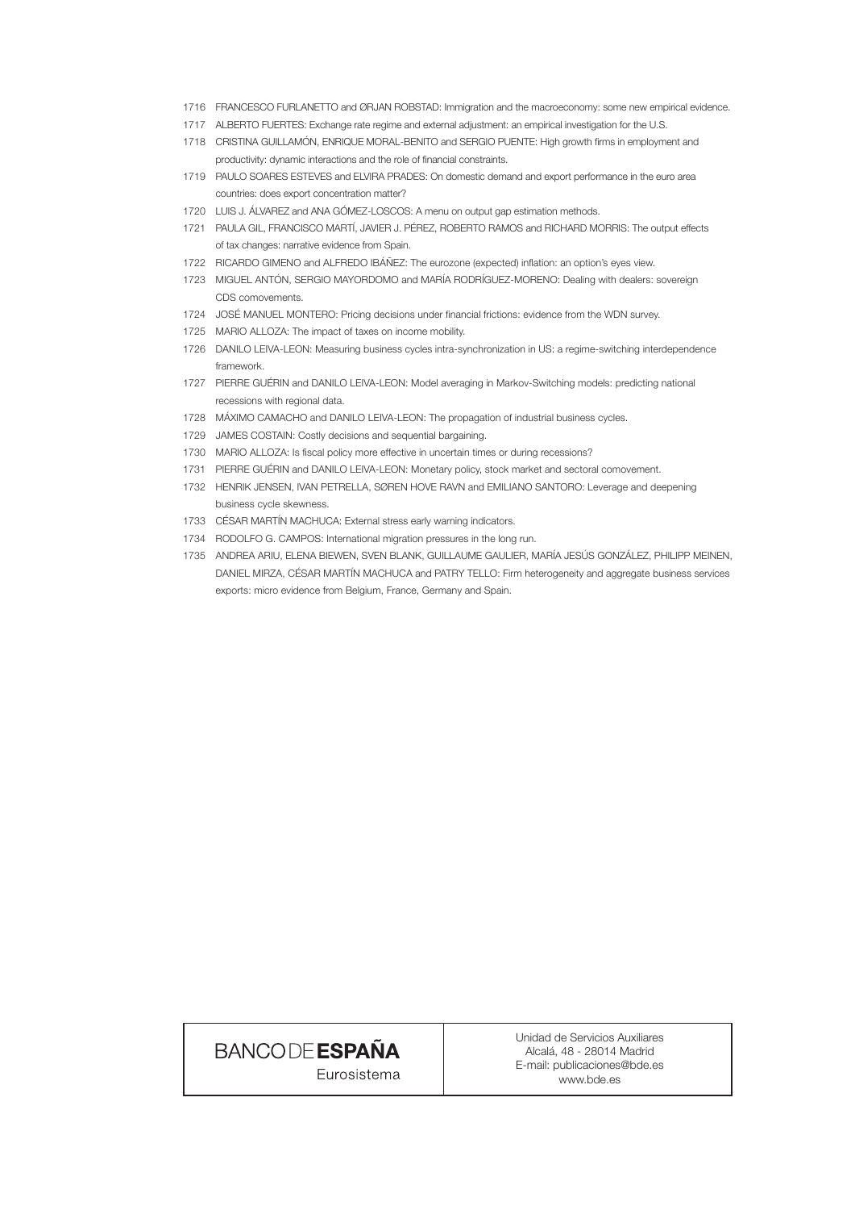1716 FRANCESCO FURLANETTO and ØRJAN ROBSTAD: Immigration and the macroeconomy: some new empirical evidence.

1717 ALBERTO FUERTES: Exchange rate regime and external adjustment: an empirical investigation for the U.S.

1718 CRISTINA GUILLAMÓN, ENRIQUE MORAL-BENITO and SERGIO PUENTE: High growth firms in employment and productivity: dynamic interactions and the role of financial constraints.

1719 PAULO SOARES ESTEVES and ELVIRA PRADES: On domestic demand and export performance in the euro area countries: does export concentration matter?

1720 LUIS J. ÁLVAREZ and ANA GÓMEZ-LOSCOS: A menu on output gap estimation methods.

1721 PAULA GIL, FRANCISCO MARTÍ, JAVIER J. PÉREZ, ROBERTO RAMOS and RICHARD MORRIS: The output effects of tax changes: narrative evidence from Spain.

1722 RICARDO GIMENO and ALFREDO IBÁÑEZ: The eurozone (expected) inflation: an option's eyes view.

1723 MIGUEL ANTÓN, SERGIO MAYORDOMO and MARÍA RODRÍGUEZ-MORENO: Dealing with dealers: sovereign CDS comovements.

1724 JOSÉ MANUEL MONTERO: Pricing decisions under financial frictions: evidence from the WDN survey.

1725 MARIO ALLOZA: The impact of taxes on income mobility.

1726 DANILO LEIVA-LEON: Measuring business cycles intra-synchronization in US: a regime-switching interdependence framework.

1727 PIERRE GUÉRIN and DANILO LEIVA-LEON: Model averaging in Markov-Switching models: predicting national recessions with regional data.

1728 MÁXIMO CAMACHO and DANILO LEIVA-LEON: The propagation of industrial business cycles.

1729 JAMES COSTAIN: Costly decisions and sequential bargaining.

1730 MARIO ALLOZA: Is fiscal policy more effective in uncertain times or during recessions?

1731 PIERRE GUÉRIN and DANILO LEIVA-LEON: Monetary policy, stock market and sectoral comovement.

1732 HENRIK JENSEN, IVAN PETRELLA, SØREN HOVE RAVN and EMILIANO SANTORO: Leverage and deepening business cycle skewness.

1733 CÉSAR MARTÍN MACHUCA: External stress early warning indicators.

1734 RODOLFO G. CAMPOS: International migration pressures in the long run.

1735 ANDREA ARIU, ELENA BIEWEN, SVEN BLANK, GUILLAUME GAULIER, MARÍA JESÚS GONZÁLEZ, PHILIPP MEINEN, DANIEL MIRZA, CÉSAR MARTÍN MACHUCA and PATRY TELLO: Firm heterogeneity and aggregate business services exports: micro evidence from Belgium, France, Germany and Spain.

BANCO DE **ESPAÑA**
Eurosistema

Unidad de Servicios Auxiliares
Alcalá, 48 - 28014 Madrid
E-mail: publicaciones@bde.es
www.bde.es